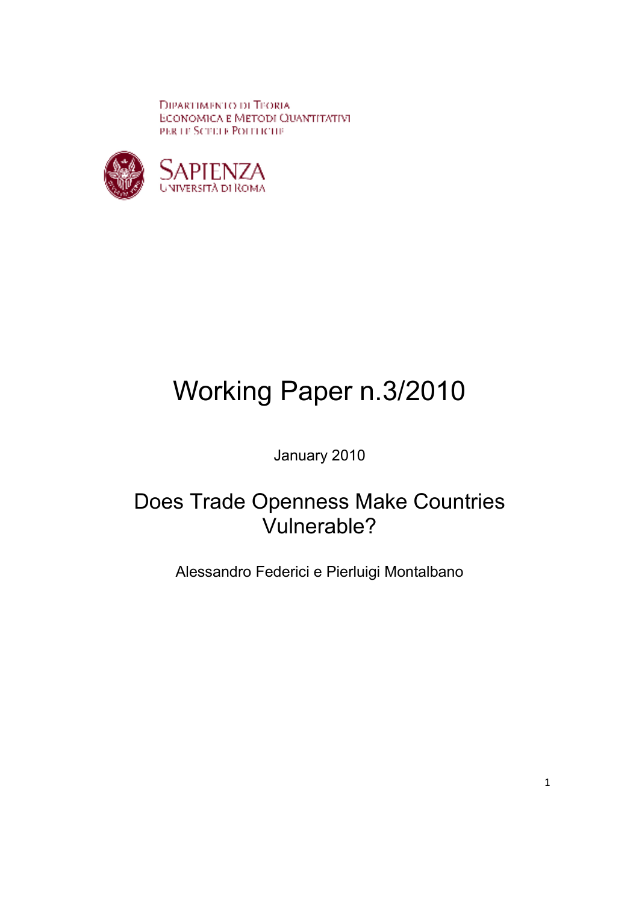Dipartimento di Teoria Economica e Metodi Quantitativi per le Scelte Politiche

Sapienza Università di Roma

# Working Paper n.3/2010

January 2010

## Does Trade Openness Make Countries Vulnerable?

Alessandro Federici e Pierluigi Montalbano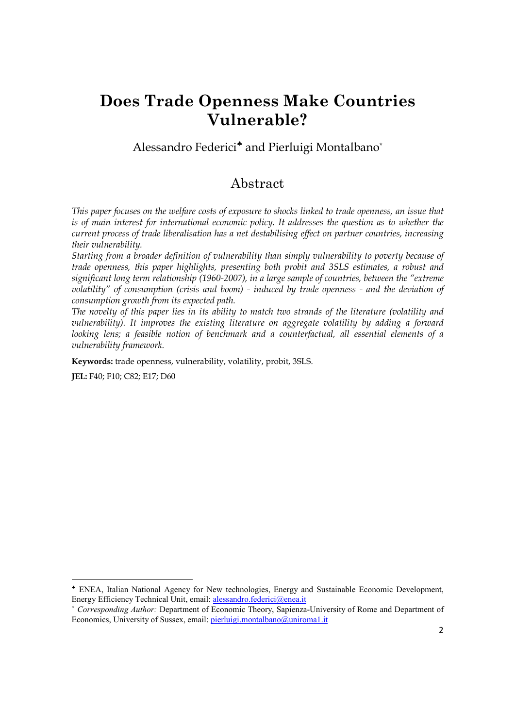# Does Trade Openness Make Countries Vulnerable?

Alessandro Federici[♣] and Pierluigi Montalbano[*]

## Abstract

*This paper focuses on the welfare costs of exposure to shocks linked to trade openness, an issue that is of main interest for international economic policy. It addresses the question as to whether the current process of trade liberalisation has a net destabilising effect on partner countries, increasing their vulnerability.*

*Starting from a broader definition of vulnerability than simply vulnerability to poverty because of trade openness, this paper highlights, presenting both probit and 3SLS estimates, a robust and significant long term relationship (1960-2007), in a large sample of countries, between the "extreme volatility" of consumption (crisis and boom) - induced by trade openness - and the deviation of consumption growth from its expected path.*

*The novelty of this paper lies in its ability to match two strands of the literature (volatility and vulnerability). It improves the existing literature on aggregate volatility by adding a forward looking lens; a feasible notion of benchmark and a counterfactual, all essential elements of a vulnerability framework.*

**Keywords:** trade openness, vulnerability, volatility, probit, 3SLS.

**JEL:** F40; F10; C82; E17; D60

---

[♣] ENEA, Italian National Agency for New technologies, Energy and Sustainable Economic Development, Energy Efficiency Technical Unit, email: alessandro.federici@enea.it

[*] *Corresponding Author:* Department of Economic Theory, Sapienza-University of Rome and Department of Economics, University of Sussex, email: pierluigi.montalbano@uniroma1.it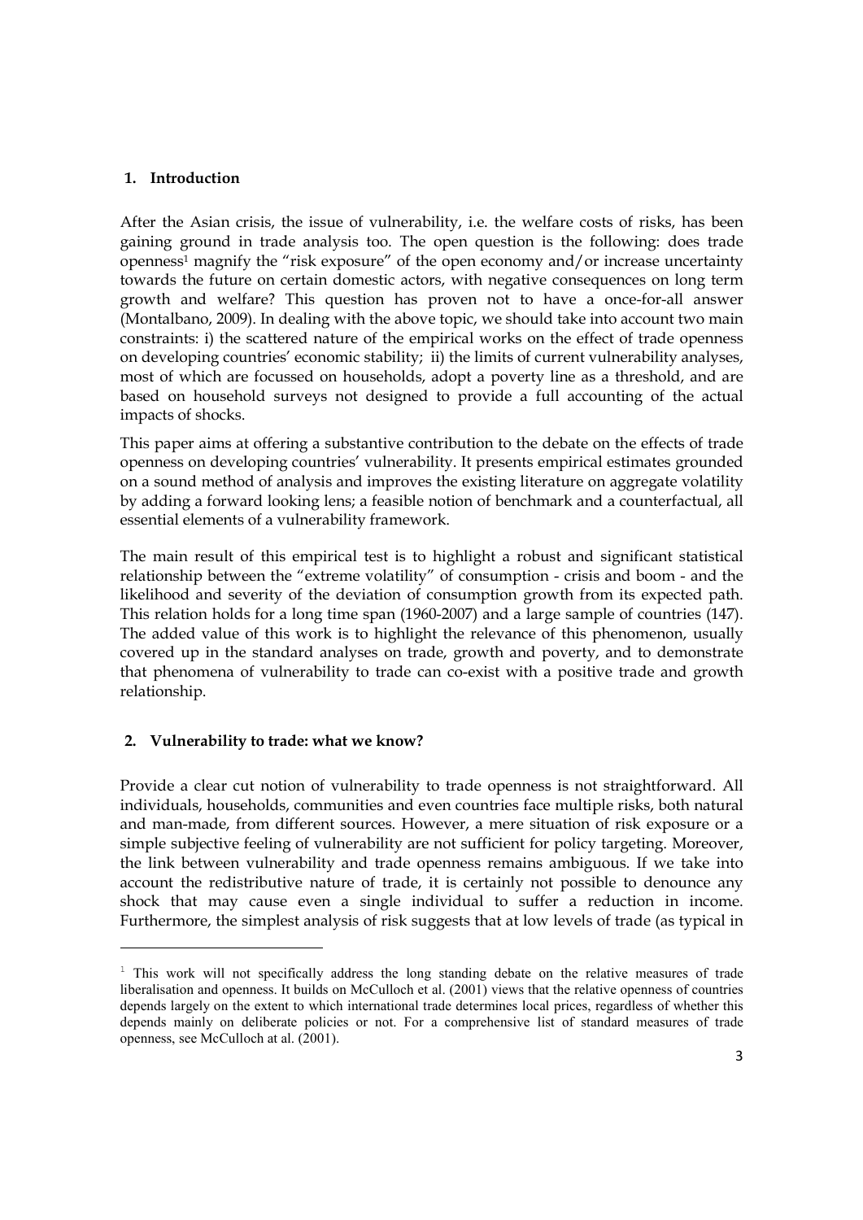## 1. Introduction

After the Asian crisis, the issue of vulnerability, i.e. the welfare costs of risks, has been gaining ground in trade analysis too. The open question is the following: does trade openness[1] magnify the "risk exposure" of the open economy and/or increase uncertainty towards the future on certain domestic actors, with negative consequences on long term growth and welfare? This question has proven not to have a once-for-all answer (Montalbano, 2009). In dealing with the above topic, we should take into account two main constraints: i) the scattered nature of the empirical works on the effect of trade openness on developing countries' economic stability; ii) the limits of current vulnerability analyses, most of which are focussed on households, adopt a poverty line as a threshold, and are based on household surveys not designed to provide a full accounting of the actual impacts of shocks.

This paper aims at offering a substantive contribution to the debate on the effects of trade openness on developing countries' vulnerability. It presents empirical estimates grounded on a sound method of analysis and improves the existing literature on aggregate volatility by adding a forward looking lens; a feasible notion of benchmark and a counterfactual, all essential elements of a vulnerability framework.

The main result of this empirical test is to highlight a robust and significant statistical relationship between the "extreme volatility" of consumption - crisis and boom - and the likelihood and severity of the deviation of consumption growth from its expected path. This relation holds for a long time span (1960-2007) and a large sample of countries (147). The added value of this work is to highlight the relevance of this phenomenon, usually covered up in the standard analyses on trade, growth and poverty, and to demonstrate that phenomena of vulnerability to trade can co-exist with a positive trade and growth relationship.

## 2. Vulnerability to trade: what we know?

Provide a clear cut notion of vulnerability to trade openness is not straightforward. All individuals, households, communities and even countries face multiple risks, both natural and man-made, from different sources. However, a mere situation of risk exposure or a simple subjective feeling of vulnerability are not sufficient for policy targeting. Moreover, the link between vulnerability and trade openness remains ambiguous. If we take into account the redistributive nature of trade, it is certainly not possible to denounce any shock that may cause even a single individual to suffer a reduction in income. Furthermore, the simplest analysis of risk suggests that at low levels of trade (as typical in

[1] This work will not specifically address the long standing debate on the relative measures of trade liberalisation and openness. It builds on McCulloch et al. (2001) views that the relative openness of countries depends largely on the extent to which international trade determines local prices, regardless of whether this depends mainly on deliberate policies or not. For a comprehensive list of standard measures of trade openness, see McCulloch at al. (2001).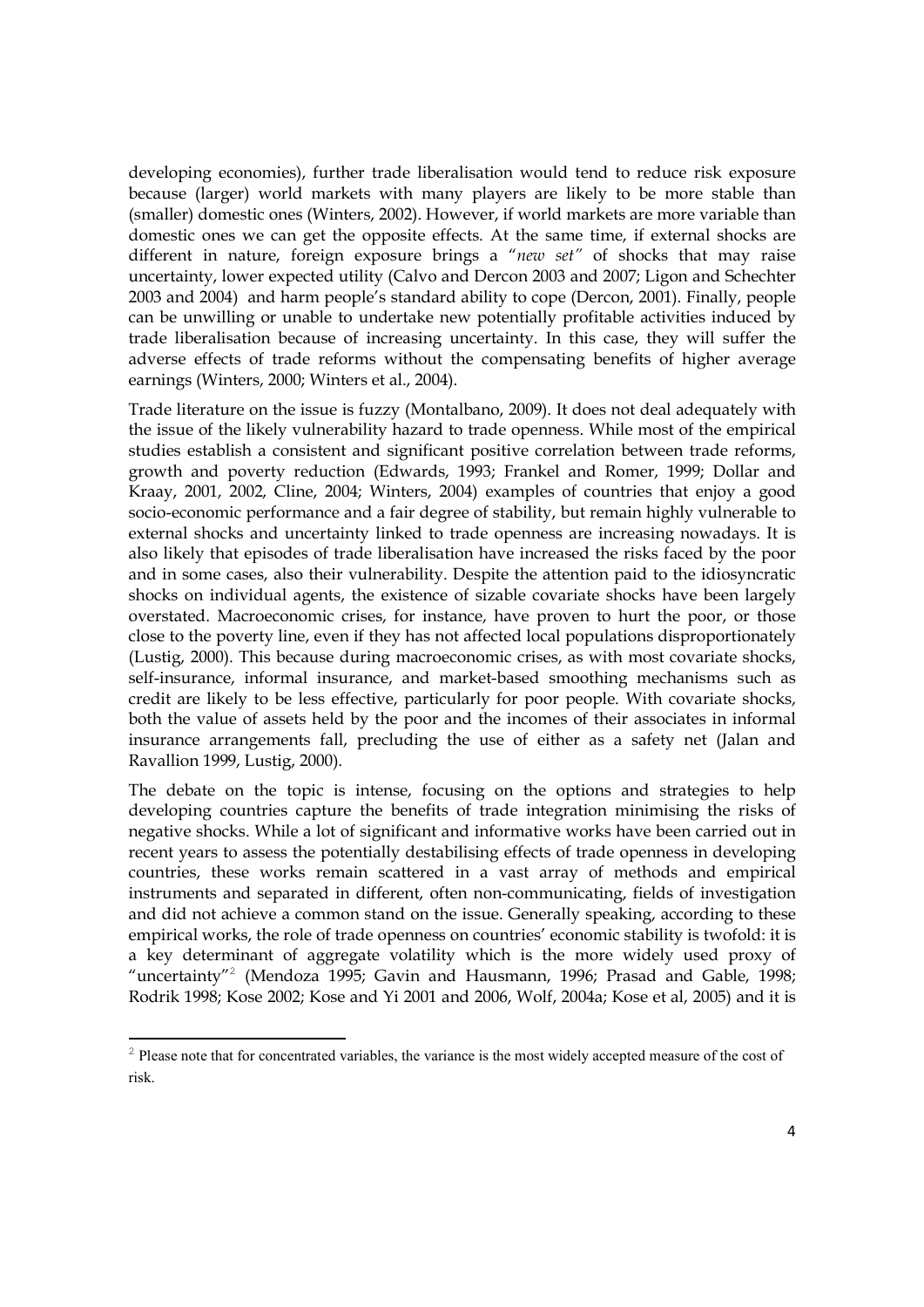developing economies), further trade liberalisation would tend to reduce risk exposure because (larger) world markets with many players are likely to be more stable than (smaller) domestic ones (Winters, 2002). However, if world markets are more variable than domestic ones we can get the opposite effects. At the same time, if external shocks are different in nature, foreign exposure brings a "*new set"* of shocks that may raise uncertainty, lower expected utility (Calvo and Dercon 2003 and 2007; Ligon and Schechter 2003 and 2004) and harm people's standard ability to cope (Dercon, 2001). Finally, people can be unwilling or unable to undertake new potentially profitable activities induced by trade liberalisation because of increasing uncertainty. In this case, they will suffer the adverse effects of trade reforms without the compensating benefits of higher average earnings (Winters, 2000; Winters et al., 2004).

Trade literature on the issue is fuzzy (Montalbano, 2009). It does not deal adequately with the issue of the likely vulnerability hazard to trade openness. While most of the empirical studies establish a consistent and significant positive correlation between trade reforms, growth and poverty reduction (Edwards, 1993; Frankel and Romer, 1999; Dollar and Kraay, 2001, 2002, Cline, 2004; Winters, 2004) examples of countries that enjoy a good socio-economic performance and a fair degree of stability, but remain highly vulnerable to external shocks and uncertainty linked to trade openness are increasing nowadays. It is also likely that episodes of trade liberalisation have increased the risks faced by the poor and in some cases, also their vulnerability. Despite the attention paid to the idiosyncratic shocks on individual agents, the existence of sizable covariate shocks have been largely overstated. Macroeconomic crises, for instance, have proven to hurt the poor, or those close to the poverty line, even if they has not affected local populations disproportionately (Lustig, 2000). This because during macroeconomic crises, as with most covariate shocks, self-insurance, informal insurance, and market-based smoothing mechanisms such as credit are likely to be less effective, particularly for poor people. With covariate shocks, both the value of assets held by the poor and the incomes of their associates in informal insurance arrangements fall, precluding the use of either as a safety net (Jalan and Ravallion 1999, Lustig, 2000).

The debate on the topic is intense, focusing on the options and strategies to help developing countries capture the benefits of trade integration minimising the risks of negative shocks. While a lot of significant and informative works have been carried out in recent years to assess the potentially destabilising effects of trade openness in developing countries, these works remain scattered in a vast array of methods and empirical instruments and separated in different, often non-communicating, fields of investigation and did not achieve a common stand on the issue. Generally speaking, according to these empirical works, the role of trade openness on countries' economic stability is twofold: it is a key determinant of aggregate volatility which is the more widely used proxy of "uncertainty"[2] (Mendoza 1995; Gavin and Hausmann, 1996; Prasad and Gable, 1998; Rodrik 1998; Kose 2002; Kose and Yi 2001 and 2006, Wolf, 2004a; Kose et al, 2005) and it is

---

[2] Please note that for concentrated variables, the variance is the most widely accepted measure of the cost of risk.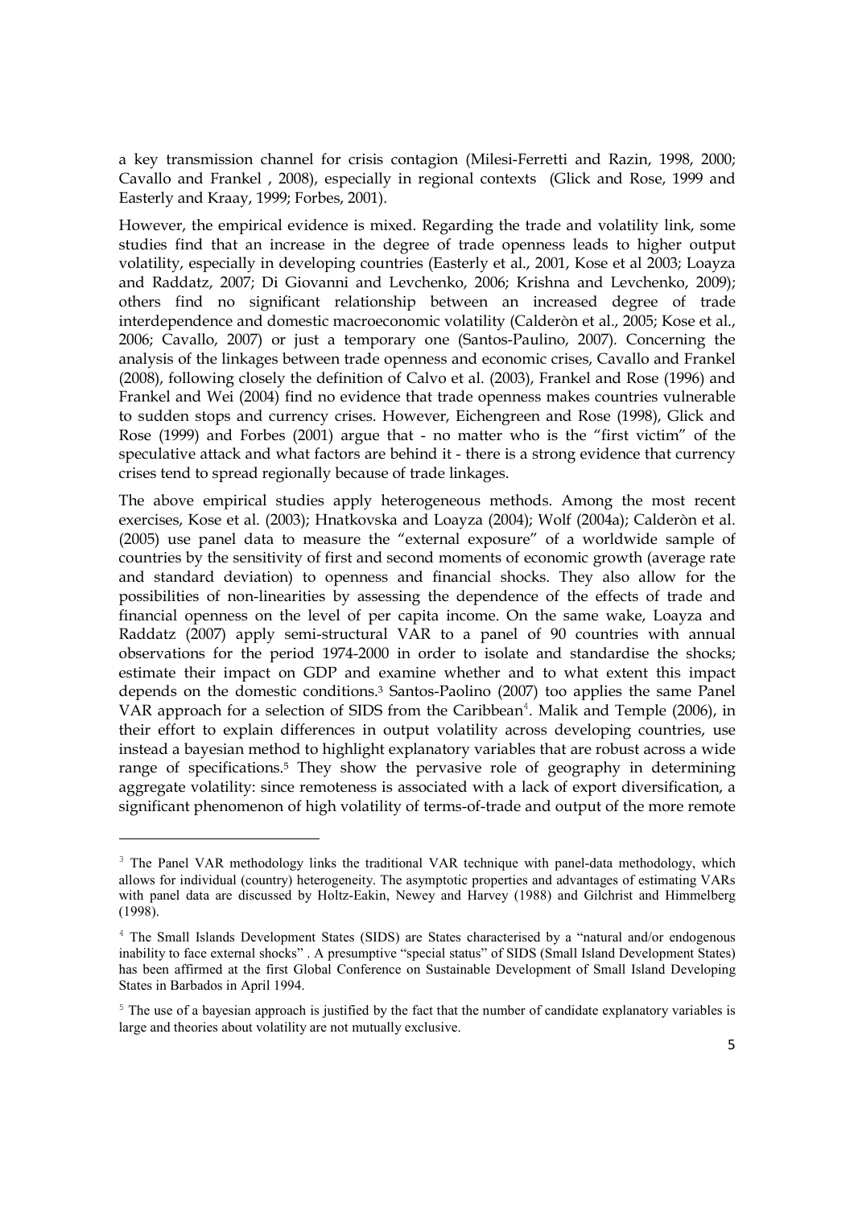a key transmission channel for crisis contagion (Milesi-Ferretti and Razin, 1998, 2000; Cavallo and Frankel , 2008), especially in regional contexts (Glick and Rose, 1999 and Easterly and Kraay, 1999; Forbes, 2001).

However, the empirical evidence is mixed. Regarding the trade and volatility link, some studies find that an increase in the degree of trade openness leads to higher output volatility, especially in developing countries (Easterly et al., 2001, Kose et al 2003; Loayza and Raddatz, 2007; Di Giovanni and Levchenko, 2006; Krishna and Levchenko, 2009); others find no significant relationship between an increased degree of trade interdependence and domestic macroeconomic volatility (Calderòn et al., 2005; Kose et al., 2006; Cavallo, 2007) or just a temporary one (Santos-Paulino, 2007). Concerning the analysis of the linkages between trade openness and economic crises, Cavallo and Frankel (2008), following closely the definition of Calvo et al. (2003), Frankel and Rose (1996) and Frankel and Wei (2004) find no evidence that trade openness makes countries vulnerable to sudden stops and currency crises. However, Eichengreen and Rose (1998), Glick and Rose (1999) and Forbes (2001) argue that - no matter who is the "first victim" of the speculative attack and what factors are behind it - there is a strong evidence that currency crises tend to spread regionally because of trade linkages.

The above empirical studies apply heterogeneous methods. Among the most recent exercises, Kose et al. (2003); Hnatkovska and Loayza (2004); Wolf (2004a); Calderòn et al. (2005) use panel data to measure the "external exposure" of a worldwide sample of countries by the sensitivity of first and second moments of economic growth (average rate and standard deviation) to openness and financial shocks. They also allow for the possibilities of non-linearities by assessing the dependence of the effects of trade and financial openness on the level of per capita income. On the same wake, Loayza and Raddatz (2007) apply semi-structural VAR to a panel of 90 countries with annual observations for the period 1974-2000 in order to isolate and standardise the shocks; estimate their impact on GDP and examine whether and to what extent this impact depends on the domestic conditions.[3] Santos-Paolino (2007) too applies the same Panel VAR approach for a selection of SIDS from the Caribbean[4]. Malik and Temple (2006), in their effort to explain differences in output volatility across developing countries, use instead a bayesian method to highlight explanatory variables that are robust across a wide range of specifications.[5] They show the pervasive role of geography in determining aggregate volatility: since remoteness is associated with a lack of export diversification, a significant phenomenon of high volatility of terms-of-trade and output of the more remote

---

[3] The Panel VAR methodology links the traditional VAR technique with panel-data methodology, which allows for individual (country) heterogeneity. The asymptotic properties and advantages of estimating VARs with panel data are discussed by Holtz-Eakin, Newey and Harvey (1988) and Gilchrist and Himmelberg (1998).

[4] The Small Islands Development States (SIDS) are States characterised by a "natural and/or endogenous inability to face external shocks" . A presumptive "special status" of SIDS (Small Island Development States) has been affirmed at the first Global Conference on Sustainable Development of Small Island Developing States in Barbados in April 1994.

[5] The use of a bayesian approach is justified by the fact that the number of candidate explanatory variables is large and theories about volatility are not mutually exclusive.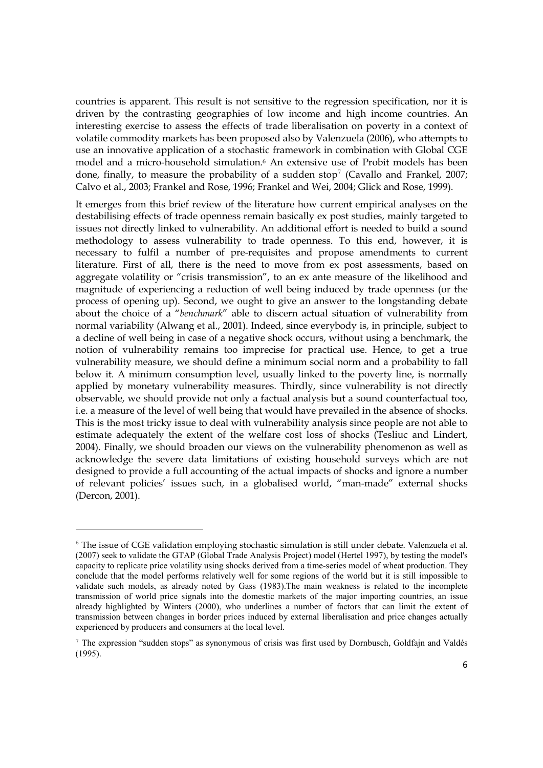countries is apparent. This result is not sensitive to the regression specification, nor it is driven by the contrasting geographies of low income and high income countries. An interesting exercise to assess the effects of trade liberalisation on poverty in a context of volatile commodity markets has been proposed also by Valenzuela (2006), who attempts to use an innovative application of a stochastic framework in combination with Global CGE model and a micro-household simulation.[6] An extensive use of Probit models has been done, finally, to measure the probability of a sudden stop[7] (Cavallo and Frankel, 2007; Calvo et al., 2003; Frankel and Rose, 1996; Frankel and Wei, 2004; Glick and Rose, 1999).

It emerges from this brief review of the literature how current empirical analyses on the destabilising effects of trade openness remain basically ex post studies, mainly targeted to issues not directly linked to vulnerability. An additional effort is needed to build a sound methodology to assess vulnerability to trade openness. To this end, however, it is necessary to fulfil a number of pre-requisites and propose amendments to current literature. First of all, there is the need to move from ex post assessments, based on aggregate volatility or "crisis transmission", to an ex ante measure of the likelihood and magnitude of experiencing a reduction of well being induced by trade openness (or the process of opening up). Second, we ought to give an answer to the longstanding debate about the choice of a "*benchmark*" able to discern actual situation of vulnerability from normal variability (Alwang et al., 2001). Indeed, since everybody is, in principle, subject to a decline of well being in case of a negative shock occurs, without using a benchmark, the notion of vulnerability remains too imprecise for practical use. Hence, to get a true vulnerability measure, we should define a minimum social norm and a probability to fall below it. A minimum consumption level, usually linked to the poverty line, is normally applied by monetary vulnerability measures. Thirdly, since vulnerability is not directly observable, we should provide not only a factual analysis but a sound counterfactual too, i.e. a measure of the level of well being that would have prevailed in the absence of shocks. This is the most tricky issue to deal with vulnerability analysis since people are not able to estimate adequately the extent of the welfare cost loss of shocks (Tesliuc and Lindert, 2004). Finally, we should broaden our views on the vulnerability phenomenon as well as acknowledge the severe data limitations of existing household surveys which are not designed to provide a full accounting of the actual impacts of shocks and ignore a number of relevant policies' issues such, in a globalised world, "man-made" external shocks (Dercon, 2001).

[6] The issue of CGE validation employing stochastic simulation is still under debate. Valenzuela et al. (2007) seek to validate the GTAP (Global Trade Analysis Project) model (Hertel 1997), by testing the model's capacity to replicate price volatility using shocks derived from a time-series model of wheat production. They conclude that the model performs relatively well for some regions of the world but it is still impossible to validate such models, as already noted by Gass (1983).The main weakness is related to the incomplete transmission of world price signals into the domestic markets of the major importing countries, an issue already highlighted by Winters (2000), who underlines a number of factors that can limit the extent of transmission between changes in border prices induced by external liberalisation and price changes actually experienced by producers and consumers at the local level.

[7] The expression "sudden stops" as synonymous of crisis was first used by Dornbusch, Goldfajn and Valdés (1995).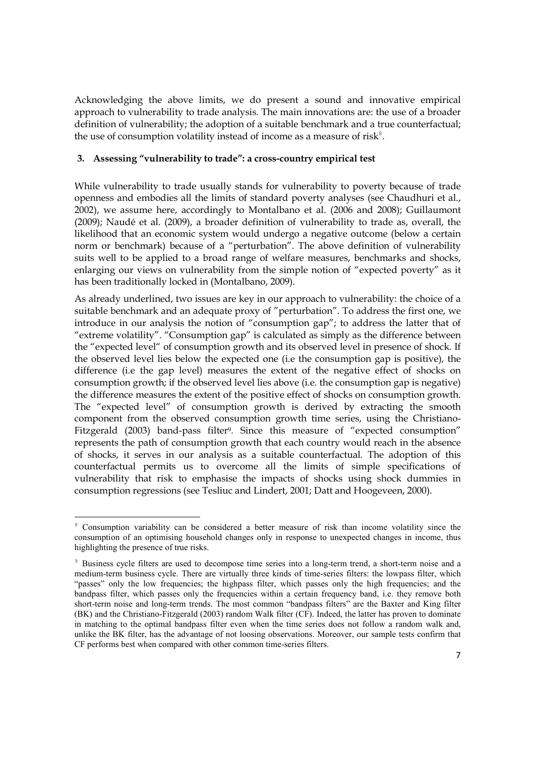Acknowledging the above limits, we do present a sound and innovative empirical approach to vulnerability to trade analysis. The main innovations are: the use of a broader definition of vulnerability; the adoption of a suitable benchmark and a true counterfactual; the use of consumption volatility instead of income as a measure of risk[8].

## 3. Assessing "vulnerability to trade": a cross-country empirical test

While vulnerability to trade usually stands for vulnerability to poverty because of trade openness and embodies all the limits of standard poverty analyses (see Chaudhuri et al., 2002), we assume here, accordingly to Montalbano et al. (2006 and 2008); Guillaumont (2009); Naudé et al. (2009), a broader definition of vulnerability to trade as, overall, the likelihood that an economic system would undergo a negative outcome (below a certain norm or benchmark) because of a "perturbation". The above definition of vulnerability suits well to be applied to a broad range of welfare measures, benchmarks and shocks, enlarging our views on vulnerability from the simple notion of "expected poverty" as it has been traditionally locked in (Montalbano, 2009).

As already underlined, two issues are key in our approach to vulnerability: the choice of a suitable benchmark and an adequate proxy of "perturbation". To address the first one, we introduce in our analysis the notion of "consumption gap"; to address the latter that of "extreme volatility". "Consumption gap" is calculated as simply as the difference between the "expected level" of consumption growth and its observed level in presence of shock. If the observed level lies below the expected one (i.e the consumption gap is positive), the difference (i.e the gap level) measures the extent of the negative effect of shocks on consumption growth; if the observed level lies above (i.e. the consumption gap is negative) the difference measures the extent of the positive effect of shocks on consumption growth. The "expected level" of consumption growth is derived by extracting the smooth component from the observed consumption growth time series, using the Christiano-Fitzgerald (2003) band-pass filter[9]. Since this measure of "expected consumption" represents the path of consumption growth that each country would reach in the absence of shocks, it serves in our analysis as a suitable counterfactual. The adoption of this counterfactual permits us to overcome all the limits of simple specifications of vulnerability that risk to emphasise the impacts of shocks using shock dummies in consumption regressions (see Tesliuc and Lindert, 2001; Datt and Hoogeveen, 2000).

---

[8] Consumption variability can be considered a better measure of risk than income volatility since the consumption of an optimising household changes only in response to unexpected changes in income, thus highlighting the presence of true risks.

[9] Business cycle filters are used to decompose time series into a long-term trend, a short-term noise and a medium-term business cycle. There are virtually three kinds of time-series filters: the lowpass filter, which "passes" only the low frequencies; the highpass filter, which passes only the high frequencies; and the bandpass filter, which passes only the frequencies within a certain frequency band, i.e. they remove both short-term noise and long-term trends. The most common "bandpass filters" are the Baxter and King filter (BK) and the Christiano-Fitzgerald (2003) random Walk filter (CF). Indeed, the latter has proven to dominate in matching to the optimal bandpass filter even when the time series does not follow a random walk and, unlike the BK filter, has the advantage of not loosing observations. Moreover, our sample tests confirm that CF performs best when compared with other common time-series filters.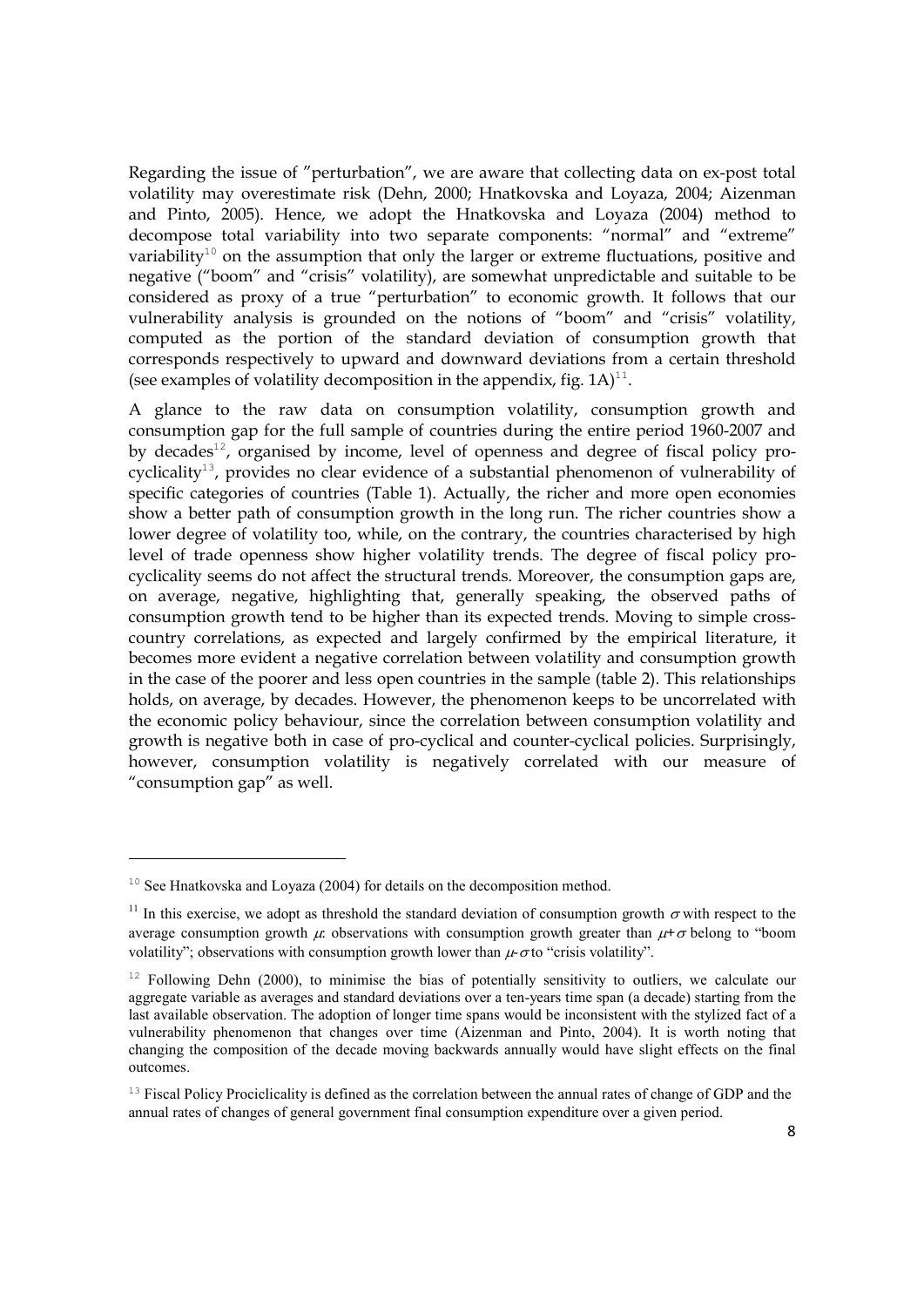Regarding the issue of ”perturbation”, we are aware that collecting data on ex-post total volatility may overestimate risk (Dehn, 2000; Hnatkovska and Loyaza, 2004; Aizenman and Pinto, 2005). Hence, we adopt the Hnatkovska and Loyaza (2004) method to decompose total variability into two separate components: “normal” and “extreme” variability[10] on the assumption that only the larger or extreme fluctuations, positive and negative (“boom” and “crisis” volatility), are somewhat unpredictable and suitable to be considered as proxy of a true “perturbation” to economic growth. It follows that our vulnerability analysis is grounded on the notions of “boom” and “crisis” volatility, computed as the portion of the standard deviation of consumption growth that corresponds respectively to upward and downward deviations from a certain threshold (see examples of volatility decomposition in the appendix, fig. 1A)[11].

A glance to the raw data on consumption volatility, consumption growth and consumption gap for the full sample of countries during the entire period 1960-2007 and by decades[12], organised by income, level of openness and degree of fiscal policy pro-cyclicality[13], provides no clear evidence of a substantial phenomenon of vulnerability of specific categories of countries (Table 1). Actually, the richer and more open economies show a better path of consumption growth in the long run. The richer countries show a lower degree of volatility too, while, on the contrary, the countries characterised by high level of trade openness show higher volatility trends. The degree of fiscal policy pro-cyclicality seems do not affect the structural trends. Moreover, the consumption gaps are, on average, negative, highlighting that, generally speaking, the observed paths of consumption growth tend to be higher than its expected trends. Moving to simple cross-country correlations, as expected and largely confirmed by the empirical literature, it becomes more evident a negative correlation between volatility and consumption growth in the case of the poorer and less open countries in the sample (table 2). This relationships holds, on average, by decades. However, the phenomenon keeps to be uncorrelated with the economic policy behaviour, since the correlation between consumption volatility and growth is negative both in case of pro-cyclical and counter-cyclical policies. Surprisingly, however, consumption volatility is negatively correlated with our measure of “consumption gap” as well.

---

[10] See Hnatkovska and Loyaza (2004) for details on the decomposition method.

[11] In this exercise, we adopt as threshold the standard deviation of consumption growth $\sigma$ with respect to the average consumption growth $\mu$: observations with consumption growth greater than $\mu+\sigma$ belong to “boom volatility”; observations with consumption growth lower than $\mu-\sigma$ to “crisis volatility”.

[12] Following Dehn (2000), to minimise the bias of potentially sensitivity to outliers, we calculate our aggregate variable as averages and standard deviations over a ten-years time span (a decade) starting from the last available observation. The adoption of longer time spans would be inconsistent with the stylized fact of a vulnerability phenomenon that changes over time (Aizenman and Pinto, 2004). It is worth noting that changing the composition of the decade moving backwards annually would have slight effects on the final outcomes.

[13] Fiscal Policy Prociclicality is defined as the correlation between the annual rates of change of GDP and the annual rates of changes of general government final consumption expenditure over a given period.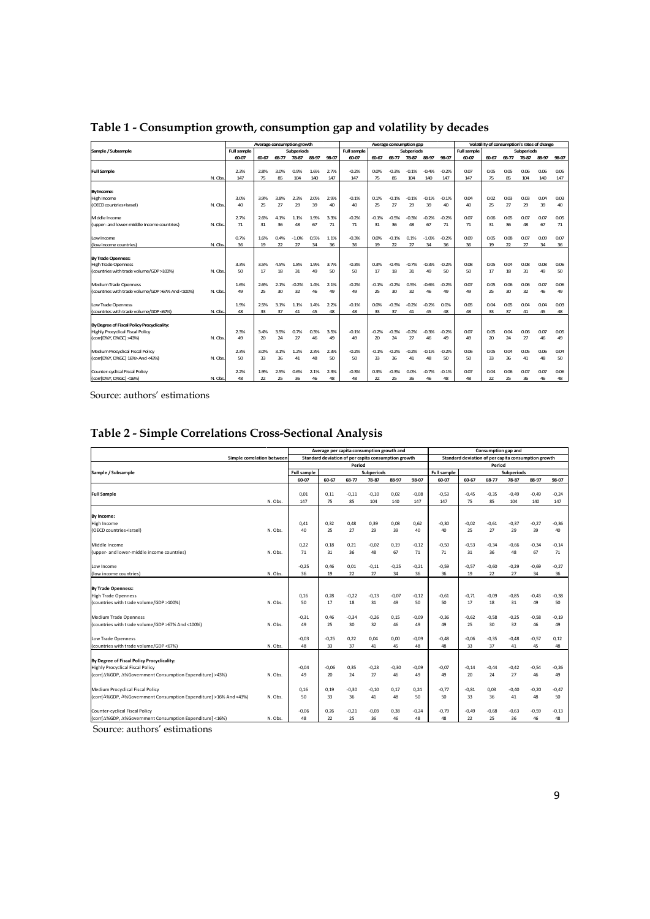## Table 1 - Consumption growth, consumption gap and volatility by decades

| Sample / Subsample | | Average consumption growth | | | | | | Average consumption gap | | | | | | Volatility of consumption's rates of change | | | | | |
|---|---|---|---|---|---|---|---|---|---|---|---|---|---|---|---|---|---|---|---|
| | | Full sample | Subperiods | | | | | Full sample | Subperiods | | | | | Full sample | Subperiods | | | | |
| | | 60-07 | 60-67 | 68-77 | 78-87 | 88-97 | 98-07 | 60-07 | 60-67 | 68-77 | 78-87 | 88-97 | 98-07 | 60-07 | 60-67 | 68-77 | 78-87 | 88-97 | 98-07 |
| **Full Sample** | | 2.3% | 2.8% | 3.0% | 0.9% | 1.6% | 2.7% | -0.2% | 0.0% | -0.3% | -0.1% | -0.4% | -0.2% | 0.07 | 0.05 | 0.05 | 0.06 | 0.06 | 0.05 |
| | N. Obs. | 147 | 75 | 85 | 104 | 140 | 147 | 147 | 75 | 85 | 104 | 140 | 147 | 147 | 75 | 85 | 104 | 140 | 147 |
| **By Income:** | | | | | | | | | | | | | | | | | | | |
| High Income | | 3.0% | 3.9% | 3.8% | 2.3% | 2.0% | 2.9% | -0.1% | 0.1% | -0.1% | -0.1% | -0.1% | -0.1% | 0.04 | 0.02 | 0.03 | 0.03 | 0.04 | 0.03 |
| (OECD countries+Israel) | N. Obs. | 40 | 25 | 27 | 29 | 39 | 40 | 40 | 25 | 27 | 29 | 39 | 40 | 40 | 25 | 27 | 29 | 39 | 40 |
| Middle Income | | 2.7% | 2.6% | 4.1% | 1.1% | 1.9% | 3.3% | -0.2% | -0.1% | -0.5% | -0.3% | -0.2% | -0.2% | 0.07 | 0.06 | 0.05 | 0.07 | 0.07 | 0.05 |
| (upper- and lower-middle income countries) | N. Obs. | 71 | 31 | 36 | 48 | 67 | 71 | 71 | 31 | 36 | 48 | 67 | 71 | 71 | 31 | 36 | 48 | 67 | 71 |
| Low Income | | 0.7% | 1.6% | 0.4% | -1.0% | 0.5% | 1.1% | -0.3% | 0.0% | -0.1% | 0.1% | -1.0% | -0.2% | 0.09 | 0.05 | 0.08 | 0.07 | 0.09 | 0.07 |
| (low income countries) | N. Obs. | 36 | 19 | 22 | 27 | 34 | 36 | 36 | 19 | 22 | 27 | 34 | 36 | 36 | 19 | 22 | 27 | 34 | 36 |
| **By Trade Openness:** | | | | | | | | | | | | | | | | | | | |
| High Trade Openness | | 3.3% | 3.5% | 4.5% | 1.8% | 1.9% | 3.7% | -0.3% | 0.3% | -0.4% | -0.7% | -0.3% | -0.2% | 0.08 | 0.05 | 0.04 | 0.08 | 0.08 | 0.06 |
| (countries with trade volume/GDP >100%) | N. Obs. | 50 | 17 | 18 | 31 | 49 | 50 | 50 | 17 | 18 | 31 | 49 | 50 | 50 | 17 | 18 | 31 | 49 | 50 |
| Medium Trade Openness | | 1.6% | 2.6% | 2.1% | -0.2% | 1.4% | 2.1% | -0.2% | -0.1% | -0.2% | 0.5% | -0.6% | -0.2% | 0.07 | 0.05 | 0.06 | 0.06 | 0.07 | 0.06 |
| (countries with trade volume/GDP >67% And <100%) | N. Obs. | 49 | 25 | 30 | 32 | 46 | 49 | 49 | 25 | 30 | 32 | 46 | 49 | 49 | 25 | 30 | 32 | 46 | 49 |
| Low Trade Openness | | 1.9% | 2.5% | 3.1% | 1.1% | 1.4% | 2.2% | -0.1% | 0.0% | -0.3% | -0.2% | -0.2% | 0.0% | 0.05 | 0.04 | 0.05 | 0.04 | 0.04 | 0.03 |
| (countries with trade volume/GDP <67%) | N. Obs. | 48 | 33 | 37 | 41 | 45 | 48 | 48 | 33 | 37 | 41 | 45 | 48 | 48 | 33 | 37 | 41 | 45 | 48 |
| **By Degree of Fiscal Policy Procyclicality:** | | | | | | | | | | | | | | | | | | | |
| Highly Procyclical Fiscal Policy | | 2.3% | 3.4% | 3.5% | 0.7% | 0.3% | 3.5% | -0.1% | -0.2% | -0.3% | -0.2% | -0.3% | -0.2% | 0.07 | 0.05 | 0.04 | 0.06 | 0.07 | 0.05 |
| (corr[D%Y, D%GC] >43%) | N. Obs. | 49 | 20 | 24 | 27 | 46 | 49 | 49 | 20 | 24 | 27 | 46 | 49 | 49 | 20 | 24 | 27 | 46 | 49 |
| Medium Procyclical Fiscal Policy | | 2.3% | 3.0% | 3.1% | 1.2% | 2.3% | 2.3% | -0.2% | -0.1% | -0.2% | -0.2% | -0.1% | -0.2% | 0.06 | 0.05 | 0.04 | 0.05 | 0.06 | 0.04 |
| (corr[D%Y, D%GC] 16%> And <43%) | N. Obs. | 50 | 33 | 36 | 41 | 48 | 50 | 50 | 33 | 36 | 41 | 48 | 50 | 50 | 33 | 36 | 41 | 48 | 50 |
| Counter-cyclical Fiscal Policy | | 2.2% | 1.9% | 2.5% | 0.6% | 2.1% | 2.3% | -0.3% | 0.3% | -0.3% | 0.0% | -0.7% | -0.1% | 0.07 | 0.04 | 0.06 | 0.07 | 0.07 | 0.06 |
| (corr[D%Y, D%GC] <16%) | N. Obs. | 48 | 22 | 25 | 36 | 46 | 48 | 48 | 22 | 25 | 36 | 46 | 48 | 48 | 22 | 25 | 36 | 46 | 48 |

Source: authors' estimations

## Table 2 - Simple Correlations Cross-Sectional Analysis

| Simple correlation between | | Average per capita consumption growth and Standard deviation of per capita consumption growth | | | | | | Consumption gap and Standard deviation of per capita consumption growth | | | | | |
|---|---|---|---|---|---|---|---|---|---|---|---|---|---|
| | | Period | | | | | | Period | | | | | |
| Sample / Subsample | | Full sample | Subperiods | | | | | Full sample | Subperiods | | | | |
| | | 60-07 | 60-67 | 68-77 | 78-87 | 88-97 | 98-07 | 60-07 | 60-67 | 68-77 | 78-87 | 88-97 | 98-07 |
| **Full Sample** | | 0,01 | 0,11 | -0,11 | -0,10 | 0,02 | -0,08 | -0,53 | -0,45 | -0,35 | -0,49 | -0,49 | -0,24 |
| | N. Obs. | 147 | 75 | 85 | 104 | 140 | 147 | 147 | 75 | 85 | 104 | 140 | 147 |
| **By Income:** | | | | | | | | | | | | | |
| High Income | | 0,41 | 0,32 | 0,48 | 0,39 | 0,08 | 0,62 | -0,30 | -0,02 | -0,61 | -0,37 | -0,27 | -0,36 |
| (OECD countries+Israel) | N. Obs. | 40 | 25 | 27 | 29 | 39 | 40 | 40 | 25 | 27 | 29 | 39 | 40 |
| Middle Income | | 0,22 | 0,18 | 0,21 | -0,02 | 0,19 | -0,12 | -0,50 | -0,53 | -0,34 | -0,66 | -0,34 | -0,14 |
| (upper- and lower-middle income countries) | N. Obs. | 71 | 31 | 36 | 48 | 67 | 71 | 71 | 31 | 36 | 48 | 67 | 71 |
| Low Income | | -0,25 | 0,46 | 0,01 | -0,11 | -0,25 | -0,21 | -0,59 | -0,57 | -0,60 | -0,29 | -0,69 | -0,27 |
| (low income countries) | N. Obs. | 36 | 19 | 22 | 27 | 34 | 36 | 36 | 19 | 22 | 27 | 34 | 36 |
| **By Trade Openness:** | | | | | | | | | | | | | |
| High Trade Openness | | 0,16 | 0,28 | -0,22 | -0,13 | -0,07 | -0,12 | -0,61 | -0,71 | -0,09 | -0,85 | -0,43 | -0,38 |
| (countries with trade volume/GDP >100%) | N. Obs. | 50 | 17 | 18 | 31 | 49 | 50 | 50 | 17 | 18 | 31 | 49 | 50 |
| Medium Trade Openness | | -0,31 | 0,46 | -0,34 | -0,26 | 0,15 | -0,09 | -0,36 | -0,62 | -0,58 | -0,25 | -0,58 | -0,19 |
| (countries with trade volume/GDP >67% And <100%) | N. Obs. | 49 | 25 | 30 | 32 | 46 | 49 | 49 | 25 | 30 | 32 | 46 | 49 |
| Low Trade Openness | | -0,03 | -0,25 | 0,22 | 0,04 | 0,00 | -0,09 | -0,48 | -0,06 | -0,35 | -0,48 | -0,57 | 0,12 |
| (countries with trade volume/GDP <67%) | N. Obs. | 48 | 33 | 37 | 41 | 45 | 48 | 48 | 33 | 37 | 41 | 45 | 48 |
| **By Degree of Fiscal Policy Procyclicality:** | | | | | | | | | | | | | |
| Highly Procyclical Fiscal Policy | | -0,04 | -0,06 | 0,35 | -0,23 | -0,30 | -0,09 | -0,07 | -0,14 | -0,44 | -0,42 | -0,54 | -0,26 |
| (corr[Δ%GDP, Δ%Government Consumption Expenditure] >43%) | N. Obs. | 49 | 20 | 24 | 27 | 46 | 49 | 49 | 20 | 24 | 27 | 46 | 49 |
| Medium Procyclical Fiscal Policy | | 0,16 | 0,19 | -0,30 | -0,10 | 0,17 | 0,24 | -0,77 | -0,81 | 0,03 | -0,40 | -0,20 | -0,47 |
| (corr[Δ%GDP, Δ%Government Consumption Expenditure] >16% And <43%) | N. Obs. | 50 | 33 | 36 | 41 | 48 | 50 | 50 | 33 | 36 | 41 | 48 | 50 |
| Counter-cyclical Fiscal Policy | | -0,06 | 0,26 | -0,21 | -0,03 | 0,38 | -0,24 | -0,79 | -0,49 | -0,68 | -0,63 | -0,59 | -0,13 |
| (corr[Δ%GDP, Δ%Government Consumption Expenditure] <16%) | N. Obs. | 48 | 22 | 25 | 36 | 46 | 48 | 48 | 22 | 25 | 36 | 46 | 48 |

Source: authors' estimations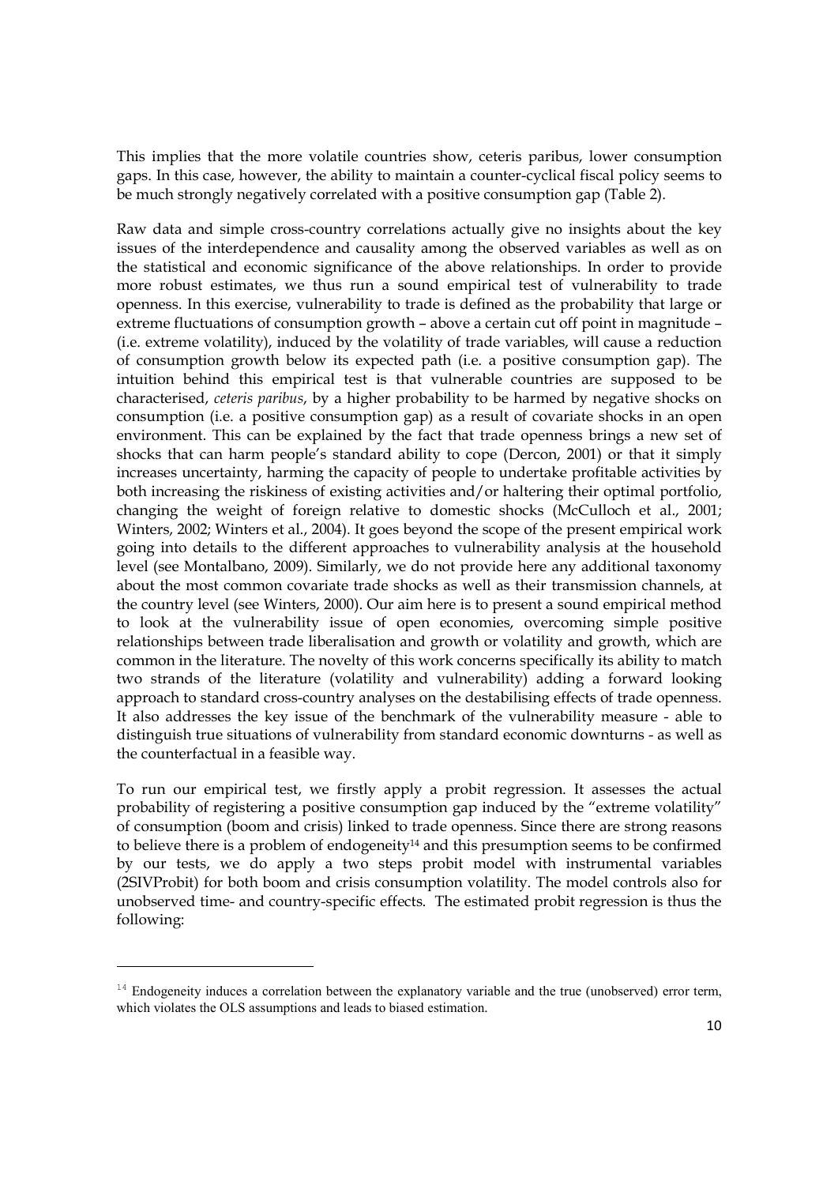This implies that the more volatile countries show, ceteris paribus, lower consumption gaps. In this case, however, the ability to maintain a counter-cyclical fiscal policy seems to be much strongly negatively correlated with a positive consumption gap (Table 2).

Raw data and simple cross-country correlations actually give no insights about the key issues of the interdependence and causality among the observed variables as well as on the statistical and economic significance of the above relationships. In order to provide more robust estimates, we thus run a sound empirical test of vulnerability to trade openness. In this exercise, vulnerability to trade is defined as the probability that large or extreme fluctuations of consumption growth – above a certain cut off point in magnitude – (i.e. extreme volatility), induced by the volatility of trade variables, will cause a reduction of consumption growth below its expected path (i.e. a positive consumption gap). The intuition behind this empirical test is that vulnerable countries are supposed to be characterised, *ceteris paribus*, by a higher probability to be harmed by negative shocks on consumption (i.e. a positive consumption gap) as a result of covariate shocks in an open environment. This can be explained by the fact that trade openness brings a new set of shocks that can harm people's standard ability to cope (Dercon, 2001) or that it simply increases uncertainty, harming the capacity of people to undertake profitable activities by both increasing the riskiness of existing activities and/or haltering their optimal portfolio, changing the weight of foreign relative to domestic shocks (McCulloch et al., 2001; Winters, 2002; Winters et al., 2004). It goes beyond the scope of the present empirical work going into details to the different approaches to vulnerability analysis at the household level (see Montalbano, 2009). Similarly, we do not provide here any additional taxonomy about the most common covariate trade shocks as well as their transmission channels, at the country level (see Winters, 2000). Our aim here is to present a sound empirical method to look at the vulnerability issue of open economies, overcoming simple positive relationships between trade liberalisation and growth or volatility and growth, which are common in the literature. The novelty of this work concerns specifically its ability to match two strands of the literature (volatility and vulnerability) adding a forward looking approach to standard cross-country analyses on the destabilising effects of trade openness. It also addresses the key issue of the benchmark of the vulnerability measure - able to distinguish true situations of vulnerability from standard economic downturns - as well as the counterfactual in a feasible way.

To run our empirical test, we firstly apply a probit regression. It assesses the actual probability of registering a positive consumption gap induced by the "extreme volatility" of consumption (boom and crisis) linked to trade openness. Since there are strong reasons to believe there is a problem of endogeneity[14] and this presumption seems to be confirmed by our tests, we do apply a two steps probit model with instrumental variables (2SIVProbit) for both boom and crisis consumption volatility. The model controls also for unobserved time- and country-specific effects. The estimated probit regression is thus the following:

[14] Endogeneity induces a correlation between the explanatory variable and the true (unobserved) error term, which violates the OLS assumptions and leads to biased estimation.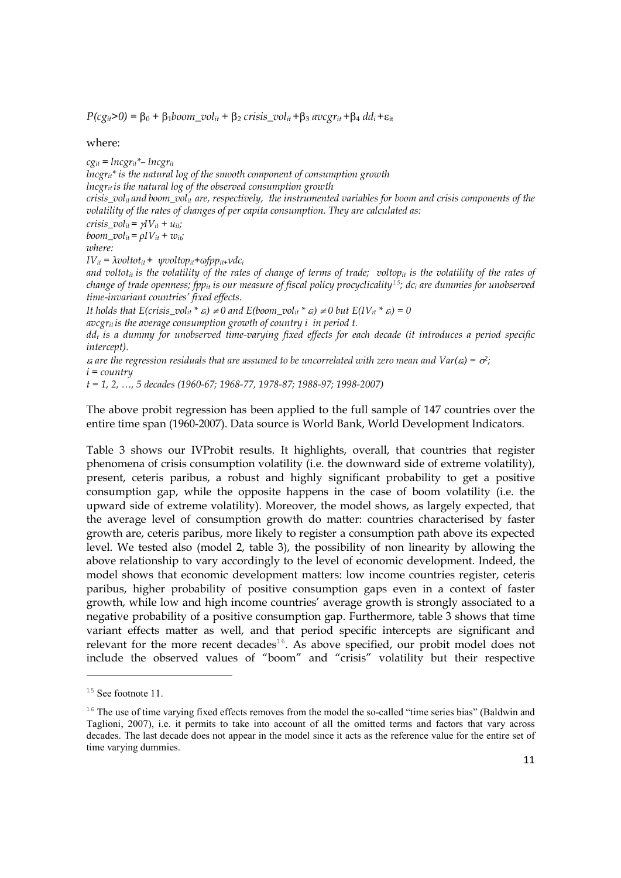$$P(cg_{it}>0) = \beta_0 + \beta_1 boom\_vol_{it} + \beta_2\ crisis\_vol_{it} + \beta_3\ avcgr_{it} + \beta_4\ dd_i + \varepsilon_{it}$$

where:

*$cg_{it} = lncgr_{it}^* - lncgr_{it}$*

*$lncgr_{it}^*$ is the natural log of the smooth component of consumption growth*

*$lncgr_{it}$ is the natural log of the observed consumption growth*

*$crisis\_vol_{it}$ and $boom\_vol_{it}$ are, respectively, the instrumented variables for boom and crisis components of the volatility of the rates of changes of per capita consumption. They are calculated as:*

*$crisis\_vol_{it} = \gamma IV_{it} + u_{it}$;*

*$boom\_vol_{it} = \rho IV_{it} + w_{it}$;*

*where:*

*$IV_{it} = \lambda voltot_{it} + \psi voltop_{it} + \omega fpp_{it} + \nu dc_i$*

*and $voltot_{it}$ is the volatility of the rates of change of terms of trade; $voltop_{it}$ is the volatility of the rates of change of trade openness; $fpp_{it}$ is our measure of fiscal policy procyclicality[15]; $dc_i$ are dummies for unobserved time-invariant countries' fixed effects.*

*It holds that $E(crisis\_vol_{it} * \varepsilon_i) \neq 0$ and $E(boom\_vol_{it} * \varepsilon_i) \neq 0$ but $E(IV_{it} * \varepsilon_i) = 0$*

*$avcgr_{it}$ is the average consumption growth of country i in period t.*

*$dd_t$ is a dummy for unobserved time-varying fixed effects for each decade (it introduces a period specific intercept).*

*$\varepsilon_i$ are the regression residuals that are assumed to be uncorrelated with zero mean and $Var(\varepsilon_i) = \sigma^2$;*

*i = country*

*t = 1, 2, …, 5 decades (1960-67; 1968-77, 1978-87; 1988-97; 1998-2007)*

The above probit regression has been applied to the full sample of 147 countries over the entire time span (1960-2007). Data source is World Bank, World Development Indicators.

Table 3 shows our IVProbit results. It highlights, overall, that countries that register phenomena of crisis consumption volatility (i.e. the downward side of extreme volatility), present, ceteris paribus, a robust and highly significant probability to get a positive consumption gap, while the opposite happens in the case of boom volatility (i.e. the upward side of extreme volatility). Moreover, the model shows, as largely expected, that the average level of consumption growth do matter: countries characterised by faster growth are, ceteris paribus, more likely to register a consumption path above its expected level. We tested also (model 2, table 3), the possibility of non linearity by allowing the above relationship to vary accordingly to the level of economic development. Indeed, the model shows that economic development matters: low income countries register, ceteris paribus, higher probability of positive consumption gaps even in a context of faster growth, while low and high income countries' average growth is strongly associated to a negative probability of a positive consumption gap. Furthermore, table 3 shows that time variant effects matter as well, and that period specific intercepts are significant and relevant for the more recent decades[16]. As above specified, our probit model does not include the observed values of "boom" and "crisis" volatility but their respective

---

[15] See footnote 11.

[16] The use of time varying fixed effects removes from the model the so-called "time series bias" (Baldwin and Taglioni, 2007), i.e. it permits to take into account of all the omitted terms and factors that vary across decades. The last decade does not appear in the model since it acts as the reference value for the entire set of time varying dummies.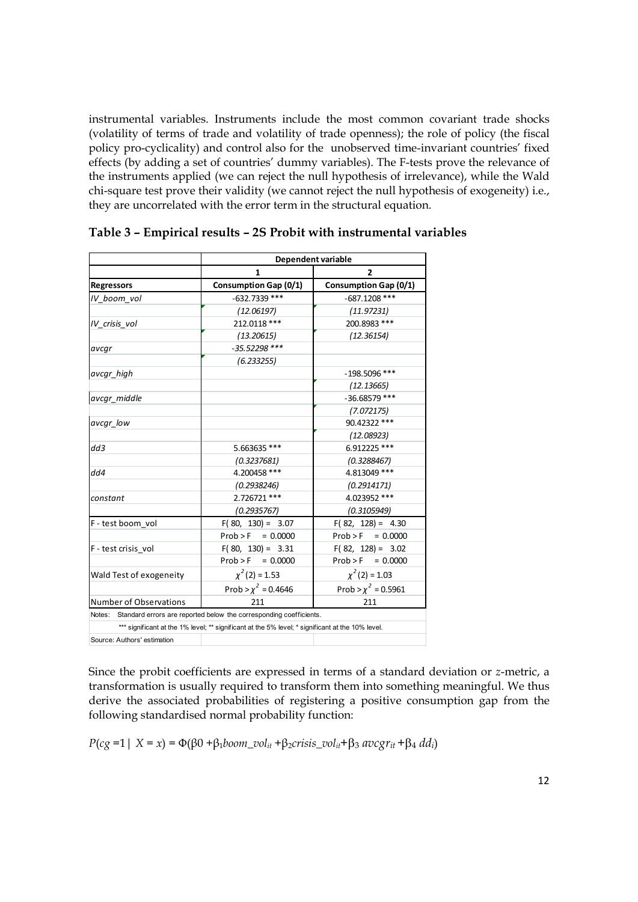instrumental variables. Instruments include the most common covariant trade shocks (volatility of terms of trade and volatility of trade openness); the role of policy (the fiscal policy pro-cyclicality) and control also for the unobserved time-invariant countries' fixed effects (by adding a set of countries' dummy variables). The F-tests prove the relevance of the instruments applied (we can reject the null hypothesis of irrelevance), while the Wald chi-square test prove their validity (we cannot reject the null hypothesis of exogeneity) i.e., they are uncorrelated with the error term in the structural equation.

**Table 3 – Empirical results – 2S Probit with instrumental variables**

| | Dependent variable | |
|---|---|---|
| | 1 | 2 |
| **Regressors** | **Consumption Gap (0/1)** | **Consumption Gap (0/1)** |
| *IV_boom_vol* | -632.7339 *** | -687.1208 *** |
| | *(12.06197)* | *(11.97231)* |
| *IV_crisis_vol* | 212.0118 *** | 200.8983 *** |
| | *(13.20615)* | *(12.36154)* |
| *avcgr* | -35.52298 *** | |
| | *(6.233255)* | |
| *avcgr_high* | | -198.5096 *** |
| | | *(12.13665)* |
| *avcgr_middle* | | -36.68579 *** |
| | | *(7.072175)* |
| *avcgr_low* | | 90.42322 *** |
| | | *(12.08923)* |
| *dd3* | 5.663635 *** | 6.912225 *** |
| | *(0.3237681)* | *(0.3288467)* |
| *dd4* | 4.200458 *** | 4.813049 *** |
| | *(0.2938246)* | *(0.2914171)* |
| *constant* | 2.726721 *** | 4.023952 *** |
| | *(0.2935767)* | *(0.3105949)* |
| F - test boom_vol | $F(80, 130) = 3.07$ | $F(82, 128) = 4.30$ |
| | $Prob > F = 0.0000$ | $Prob > F = 0.0000$ |
| F - test crisis_vol | $F(80, 130) = 3.31$ | $F(82, 128) = 3.02$ |
| | $Prob > F = 0.0000$ | $Prob > F = 0.0000$ |
| Wald Test of exogeneity | $\chi^2(2) = 1.53$ | $\chi^2(2) = 1.03$ |
| | $Prob > \chi^2 = 0.4646$ | $Prob > \chi^2 = 0.5961$ |
| Number of Observations | 211 | 211 |

Notes: Standard errors are reported below the corresponding coefficients.
*** significant at the 1% level; ** significant at the 5% level; * significant at the 10% level.
Source: Authors' estimation

Since the probit coefficients are expressed in terms of a standard deviation or *z*-metric, a transformation is usually required to transform them into something meaningful. We thus derive the associated probabilities of registering a positive consumption gap from the following standardised normal probability function:

$$P(cg = 1 \mid X = x) = \Phi(\beta 0 + \beta_1 boom\_vol_{it} + \beta_2 crisis\_vol_{it} + \beta_3\, avcgr_{it} + \beta_4\, dd_i)$$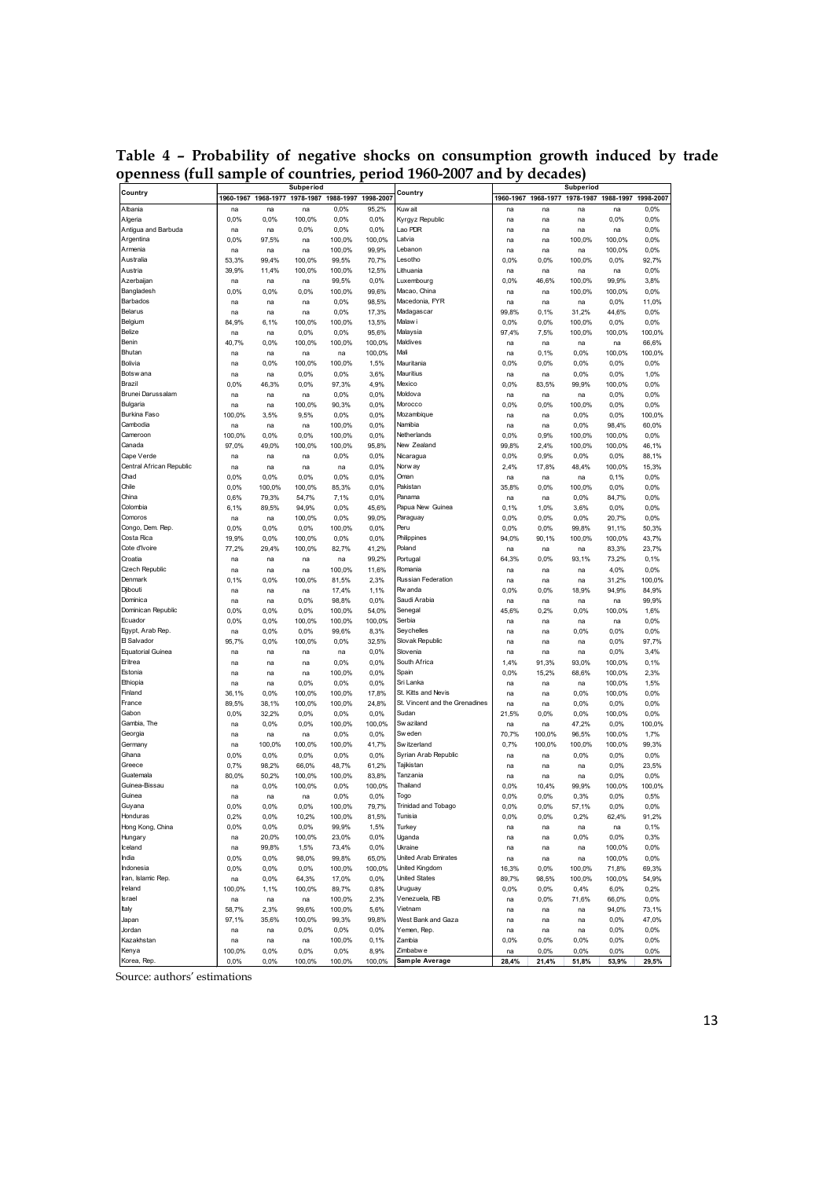**Table 4 – Probability of negative shocks on consumption growth induced by trade openness (full sample of countries, period 1960-2007 and by decades)**

| Country | Subperiod | | | | | Country | Subperiod | | | | |
|---|---|---|---|---|---|---|---|---|---|---|---|
| | 1960-1967 | 1968-1977 | 1978-1987 | 1988-1997 | 1998-2007 | | 1960-1967 | 1968-1977 | 1978-1987 | 1988-1997 | 1998-2007 |
| Albania | na | na | na | 0,0% | 95,2% | Kuwait | na | na | na | na | 0,0% |
| Algeria | 0,0% | 0,0% | 100,0% | 0,0% | 0,0% | Kyrgyz Republic | na | na | na | 0,0% | 0,0% |
| Antigua and Barbuda | na | na | 0,0% | 0,0% | 0,0% | Lao PDR | na | na | na | na | 0,0% |
| Argentina | 0,0% | 97,5% | na | 100,0% | 100,0% | Latvia | na | na | 100,0% | 100,0% | 0,0% |
| Armenia | na | na | na | 100,0% | 99,9% | Lebanon | na | na | na | 100,0% | 0,0% |
| Australia | 53,3% | 99,4% | 100,0% | 99,5% | 70,7% | Lesotho | 0,0% | 0,0% | 100,0% | 0,0% | 92,7% |
| Austria | 39,9% | 11,4% | 100,0% | 100,0% | 12,5% | Lithuania | na | na | na | na | 0,0% |
| Azerbaijan | na | na | na | 99,5% | 0,0% | Luxembourg | 0,0% | 46,6% | 100,0% | 99,9% | 3,8% |
| Bangladesh | 0,0% | 0,0% | 0,0% | 100,0% | 99,6% | Macao, China | na | na | 100,0% | 100,0% | 0,0% |
| Barbados | na | na | na | 0,0% | 98,5% | Macedonia, FYR | na | na | na | 0,0% | 11,0% |
| Belarus | na | na | na | 0,0% | 17,3% | Madagascar | 99,8% | 0,1% | 31,2% | 44,6% | 0,0% |
| Belgium | 84,9% | 6,1% | 100,0% | 100,0% | 13,5% | Malawi | 0,0% | 0,0% | 100,0% | 0,0% | 0,0% |
| Belize | na | na | 0,0% | 0,0% | 95,6% | Malaysia | 97,4% | 7,5% | 100,0% | 100,0% | 100,0% |
| Benin | 40,7% | 0,0% | 100,0% | 100,0% | 100,0% | Maldives | na | na | na | na | 66,6% |
| Bhutan | na | na | na | na | 100,0% | Mali | na | 0,1% | 0,0% | 100,0% | 100,0% |
| Bolivia | na | 0,0% | 100,0% | 100,0% | 1,5% | Mauritania | 0,0% | 0,0% | 0,0% | 0,0% | 0,0% |
| Botswana | na | na | 0,0% | 0,0% | 3,6% | Mauritius | na | na | 0,0% | 0,0% | 1,0% |
| Brazil | 0,0% | 46,3% | 0,0% | 97,3% | 4,9% | Mexico | 0,0% | 83,5% | 99,9% | 100,0% | 0,0% |
| Brunei Darussalam | na | na | na | 0,0% | 0,0% | Moldova | na | na | na | 0,0% | 0,0% |
| Bulgaria | na | na | 100,0% | 90,3% | 0,0% | Morocco | 0,0% | 0,0% | 100,0% | 0,0% | 0,0% |
| Burkina Faso | 100,0% | 3,5% | 9,5% | 0,0% | 0,0% | Mozambique | na | na | 0,0% | 0,0% | 100,0% |
| Cambodia | na | na | na | 100,0% | 0,0% | Namibia | na | na | 0,0% | 98,4% | 60,0% |
| Cameroon | 100,0% | 0,0% | 0,0% | 100,0% | 0,0% | Netherlands | 0,0% | 0,9% | 100,0% | 100,0% | 0,0% |
| Canada | 97,0% | 49,0% | 100,0% | 100,0% | 95,8% | New Zealand | 99,8% | 2,4% | 100,0% | 100,0% | 46,1% |
| Cape Verde | na | na | na | 0,0% | 0,0% | Nicaragua | 0,0% | 0,9% | 0,0% | 0,0% | 88,1% |
| Central African Republic | na | na | na | na | 0,0% | Norway | 2,4% | 17,8% | 48,4% | 100,0% | 15,3% |
| Chad | 0,0% | 0,0% | 0,0% | 0,0% | 0,0% | Oman | na | na | na | 0,1% | 0,0% |
| Chile | 0,0% | 100,0% | 100,0% | 85,3% | 0,0% | Pakistan | 35,8% | 0,0% | 100,0% | 0,0% | 0,0% |
| China | 0,6% | 79,3% | 54,7% | 7,1% | 0,0% | Panama | na | na | 0,0% | 84,7% | 0,0% |
| Colombia | 6,1% | 89,5% | 94,9% | 0,0% | 45,6% | Papua New Guinea | 0,1% | 1,0% | 3,6% | 0,0% | 0,0% |
| Comoros | na | na | 100,0% | 0,0% | 99,0% | Paraguay | 0,0% | 0,0% | 0,0% | 20,7% | 0,0% |
| Congo, Dem. Rep. | 0,0% | 0,0% | 0,0% | 100,0% | 0,0% | Peru | 0,0% | 0,0% | 99,8% | 91,1% | 50,3% |
| Costa Rica | 19,9% | 0,0% | 100,0% | 0,0% | 0,0% | Philippines | 94,0% | 90,1% | 100,0% | 100,0% | 43,7% |
| Cote d'Ivoire | 77,2% | 29,4% | 100,0% | 82,7% | 41,2% | Poland | na | na | na | 83,3% | 23,7% |
| Croatia | na | na | na | na | 99,2% | Portugal | 64,3% | 0,0% | 93,1% | 73,2% | 0,1% |
| Czech Republic | na | na | na | 100,0% | 11,6% | Romania | na | na | na | 4,0% | 0,0% |
| Denmark | 0,1% | 0,0% | 100,0% | 81,5% | 2,3% | Russian Federation | na | na | na | 31,2% | 100,0% |
| Djibouti | na | na | na | 17,4% | 1,1% | Rwanda | 0,0% | 0,0% | 18,9% | 94,9% | 84,9% |
| Dominica | na | na | 0,0% | 98,8% | 0,0% | Saudi Arabia | na | na | na | na | 99,9% |
| Dominican Republic | 0,0% | 0,0% | 0,0% | 100,0% | 54,0% | Senegal | 45,6% | 0,2% | 0,0% | 100,0% | 1,6% |
| Ecuador | 0,0% | 0,0% | 100,0% | 100,0% | 100,0% | Serbia | na | na | na | na | 0,0% |
| Egypt, Arab Rep. | na | 0,0% | 0,0% | 99,6% | 8,3% | Seychelles | na | na | 0,0% | 0,0% | 0,0% |
| El Salvador | 95,7% | 0,0% | 100,0% | 0,0% | 32,5% | Slovak Republic | na | na | na | 0,0% | 97,7% |
| Equatorial Guinea | na | na | na | na | 0,0% | Slovenia | na | na | na | 0,0% | 3,4% |
| Eritrea | na | na | na | 0,0% | 0,0% | South Africa | 1,4% | 91,3% | 93,0% | 100,0% | 0,1% |
| Estonia | na | na | na | 100,0% | 0,0% | Spain | 0,0% | 15,2% | 68,6% | 100,0% | 2,3% |
| Ethiopia | na | na | 0,0% | 0,0% | 0,0% | Sri Lanka | na | na | na | 100,0% | 1,5% |
| Finland | 36,1% | 0,0% | 100,0% | 100,0% | 17,8% | St. Kitts and Nevis | na | na | 0,0% | 100,0% | 0,0% |
| France | 89,5% | 38,1% | 100,0% | 100,0% | 24,8% | St. Vincent and the Grenadines | na | na | 0,0% | 0,0% | 0,0% |
| Gabon | 0,0% | 32,2% | 0,0% | 0,0% | 0,0% | Sudan | 21,5% | 0,0% | 0,0% | 100,0% | 0,0% |
| Gambia, The | na | 0,0% | 0,0% | 100,0% | 100,0% | Swaziland | na | na | 47,2% | 0,0% | 100,0% |
| Georgia | na | na | na | 0,0% | 0,0% | Sweden | 70,7% | 100,0% | 96,5% | 100,0% | 1,7% |
| Germany | na | 100,0% | 100,0% | 100,0% | 41,7% | Switzerland | 0,7% | 100,0% | 100,0% | 100,0% | 99,3% |
| Ghana | 0,0% | 0,0% | 0,0% | 0,0% | 0,0% | Syrian Arab Republic | na | na | 0,0% | 0,0% | 0,0% |
| Greece | 0,7% | 98,2% | 66,0% | 48,7% | 61,2% | Tajikistan | na | na | na | 0,0% | 23,5% |
| Guatemala | 80,0% | 50,2% | 100,0% | 100,0% | 83,8% | Tanzania | na | na | na | 0,0% | 0,0% |
| Guinea-Bissau | na | 0,0% | 100,0% | 0,0% | 100,0% | Thailand | 0,0% | 10,4% | 99,9% | 100,0% | 100,0% |
| Guinea | na | na | na | 0,0% | 0,0% | Togo | 0,0% | 0,0% | 0,3% | 0,0% | 0,5% |
| Guyana | 0,0% | 0,0% | 0,0% | 100,0% | 79,7% | Trinidad and Tobago | 0,0% | 0,0% | 57,1% | 0,0% | 0,0% |
| Honduras | 0,2% | 0,0% | 10,2% | 100,0% | 81,5% | Tunisia | 0,0% | 0,0% | 0,2% | 62,4% | 91,2% |
| Hong Kong, China | 0,0% | 0,0% | 0,0% | 99,9% | 1,5% | Turkey | na | na | na | na | 0,1% |
| Hungary | na | 20,0% | 100,0% | 23,0% | 0,0% | Uganda | na | na | 0,0% | 0,0% | 0,3% |
| Iceland | na | 99,8% | 1,5% | 73,4% | 0,0% | Ukraine | na | na | na | 100,0% | 0,0% |
| India | 0,0% | 0,0% | 98,0% | 99,8% | 65,0% | United Arab Emirates | na | na | na | 100,0% | 0,0% |
| Indonesia | 0,0% | 0,0% | 0,0% | 100,0% | 100,0% | United Kingdom | 16,3% | 0,0% | 100,0% | 71,8% | 69,3% |
| Iran, Islamic Rep. | na | 0,0% | 64,3% | 17,0% | 0,0% | United States | 89,7% | 98,5% | 100,0% | 100,0% | 54,9% |
| Ireland | 100,0% | 1,1% | 100,0% | 89,7% | 0,8% | Uruguay | 0,0% | 0,0% | 0,4% | 6,0% | 0,2% |
| Israel | na | na | na | 100,0% | 2,3% | Venezuela, RB | na | 0,0% | 71,6% | 66,0% | 0,0% |
| Italy | 58,7% | 2,3% | 99,6% | 100,0% | 5,6% | Vietnam | na | na | na | 94,0% | 73,1% |
| Japan | 97,1% | 35,6% | 100,0% | 99,3% | 99,8% | West Bank and Gaza | na | na | na | 0,0% | 47,0% |
| Jordan | na | na | 0,0% | 0,0% | 0,0% | Yemen, Rep. | na | na | na | 0,0% | 0,0% |
| Kazakhstan | na | na | na | 100,0% | 0,1% | Zambia | 0,0% | 0,0% | 0,0% | 0,0% | 0,0% |
| Kenya | 100,0% | 0,0% | 0,0% | 0,0% | 8,9% | Zimbabwe | na | 0,0% | 0,0% | 0,0% | 0,0% |
| Korea, Rep. | 0,0% | 0,0% | 100,0% | 100,0% | 100,0% | **Sample Average** | **28,4%** | **21,4%** | **51,8%** | **53,9%** | **29,5%** |

Source: authors' estimations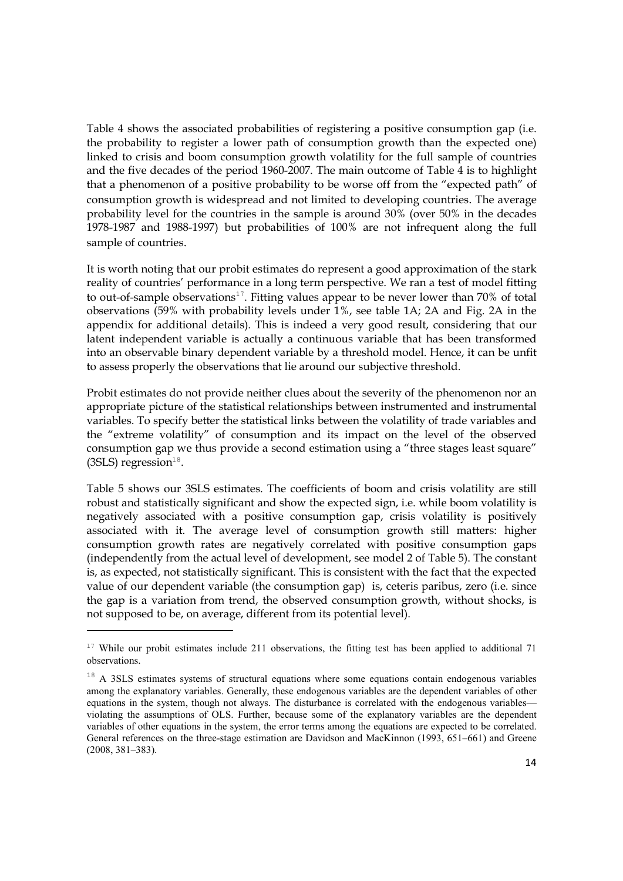Table 4 shows the associated probabilities of registering a positive consumption gap (i.e. the probability to register a lower path of consumption growth than the expected one) linked to crisis and boom consumption growth volatility for the full sample of countries and the five decades of the period 1960-2007. The main outcome of Table 4 is to highlight that a phenomenon of a positive probability to be worse off from the "expected path" of consumption growth is widespread and not limited to developing countries. The average probability level for the countries in the sample is around 30% (over 50% in the decades 1978-1987 and 1988-1997) but probabilities of 100% are not infrequent along the full sample of countries.

It is worth noting that our probit estimates do represent a good approximation of the stark reality of countries' performance in a long term perspective. We ran a test of model fitting to out-of-sample observations[17]. Fitting values appear to be never lower than 70% of total observations (59% with probability levels under 1%, see table 1A; 2A and Fig. 2A in the appendix for additional details). This is indeed a very good result, considering that our latent independent variable is actually a continuous variable that has been transformed into an observable binary dependent variable by a threshold model. Hence, it can be unfit to assess properly the observations that lie around our subjective threshold.

Probit estimates do not provide neither clues about the severity of the phenomenon nor an appropriate picture of the statistical relationships between instrumented and instrumental variables. To specify better the statistical links between the volatility of trade variables and the "extreme volatility" of consumption and its impact on the level of the observed consumption gap we thus provide a second estimation using a "three stages least square" (3SLS) regression[18].

Table 5 shows our 3SLS estimates. The coefficients of boom and crisis volatility are still robust and statistically significant and show the expected sign, i.e. while boom volatility is negatively associated with a positive consumption gap, crisis volatility is positively associated with it. The average level of consumption growth still matters: higher consumption growth rates are negatively correlated with positive consumption gaps (independently from the actual level of development, see model 2 of Table 5). The constant is, as expected, not statistically significant. This is consistent with the fact that the expected value of our dependent variable (the consumption gap) is, ceteris paribus, zero (i.e. since the gap is a variation from trend, the observed consumption growth, without shocks, is not supposed to be, on average, different from its potential level).

---

[17] While our probit estimates include 211 observations, the fitting test has been applied to additional 71 observations.

[18] A 3SLS estimates systems of structural equations where some equations contain endogenous variables among the explanatory variables. Generally, these endogenous variables are the dependent variables of other equations in the system, though not always. The disturbance is correlated with the endogenous variables—violating the assumptions of OLS. Further, because some of the explanatory variables are the dependent variables of other equations in the system, the error terms among the equations are expected to be correlated. General references on the three-stage estimation are Davidson and MacKinnon (1993, 651–661) and Greene (2008, 381–383).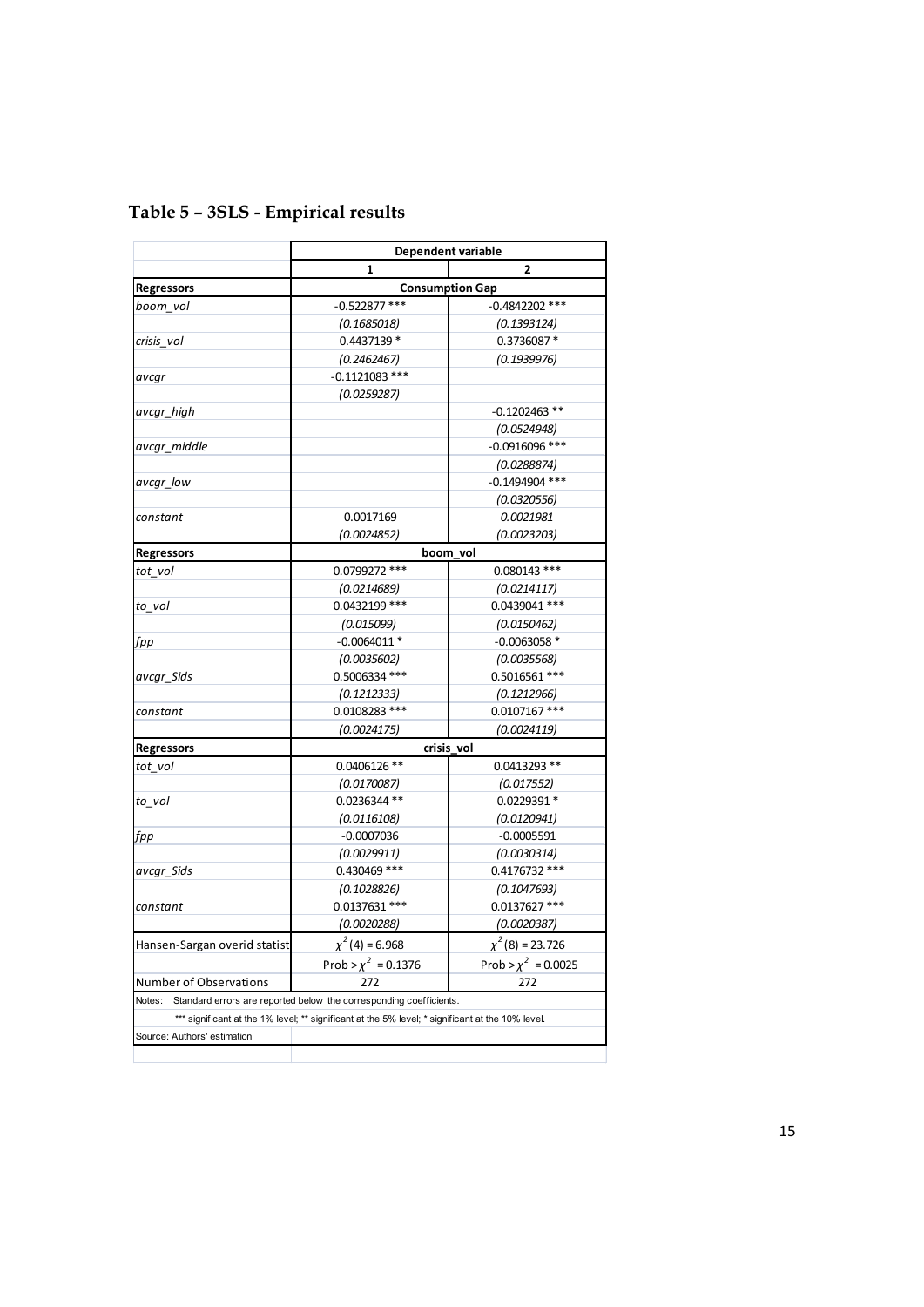## Table 5 – 3SLS - Empirical results

| | Dependent variable | |
|---|---|---|
| | 1 | 2 |
| **Regressors** | **Consumption Gap** | |
| *boom_vol* | -0.522877 *** | -0.4842202 *** |
| | *(0.1685018)* | *(0.1393124)* |
| *crisis_vol* | 0.4437139 * | 0.3736087 * |
| | *(0.2462467)* | *(0.1939976)* |
| *avcgr* | -0.1121083 *** | |
| | *(0.0259287)* | |
| *avcgr_high* | | -0.1202463 ** |
| | | *(0.0524948)* |
| *avcgr_middle* | | -0.0916096 *** |
| | | *(0.0288874)* |
| *avcgr_low* | | -0.1494904 *** |
| | | *(0.0320556)* |
| *constant* | 0.0017169 | *0.0021981* |
| | *(0.0024852)* | *(0.0023203)* |
| **Regressors** | **boom_vol** | |
| *tot_vol* | 0.0799272 *** | 0.080143 *** |
| | *(0.0214689)* | *(0.0214117)* |
| *to_vol* | 0.0432199 *** | 0.0439041 *** |
| | *(0.015099)* | *(0.0150462)* |
| *fpp* | -0.0064011 * | -0.0063058 * |
| | *(0.0035602)* | *(0.0035568)* |
| *avcgr_Sids* | 0.5006334 *** | 0.5016561 *** |
| | *(0.1212333)* | *(0.1212966)* |
| *constant* | 0.0108283 *** | 0.0107167 *** |
| | *(0.0024175)* | *(0.0024119)* |
| **Regressors** | **crisis_vol** | |
| *tot_vol* | 0.0406126 ** | 0.0413293 ** |
| | *(0.0170087)* | *(0.017552)* |
| *to_vol* | 0.0236344 ** | 0.0229391 * |
| | *(0.0116108)* | *(0.0120941)* |
| *fpp* | -0.0007036 | -0.0005591 |
| | *(0.0029911)* | *(0.0030314)* |
| *avcgr_Sids* | 0.430469 *** | 0.4176732 *** |
| | *(0.1028826)* | *(0.1047693)* |
| *constant* | 0.0137631 *** | 0.0137627 *** |
| | *(0.0020288)* | *(0.0020387)* |
| Hansen-Sargan overid statist | $\chi^2(4) = 6.968$ | $\chi^2(8) = 23.726$ |
| | Prob > $\chi^2$ = 0.1376 | Prob > $\chi^2$ = 0.0025 |
| Number of Observations | 272 | 272 |

Notes: Standard errors are reported below the corresponding coefficients.

*** significant at the 1% level; ** significant at the 5% level; * significant at the 10% level.

Source: Authors' estimation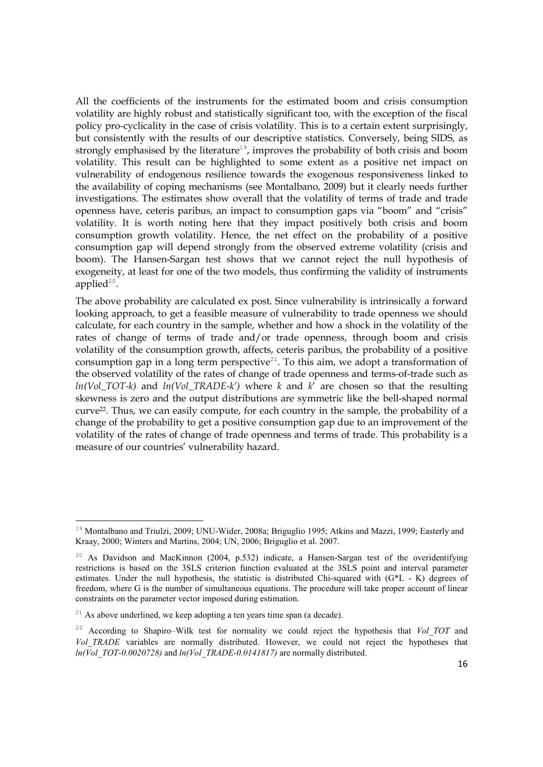All the coefficients of the instruments for the estimated boom and crisis consumption volatility are highly robust and statistically significant too, with the exception of the fiscal policy pro-cyclicality in the case of crisis volatility. This is to a certain extent surprisingly, but consistently with the results of our descriptive statistics. Conversely, being SIDS, as strongly emphasised by the literature[19], improves the probability of both crisis and boom volatility. This result can be highlighted to some extent as a positive net impact on vulnerability of endogenous resilience towards the exogenous responsiveness linked to the availability of coping mechanisms (see Montalbano, 2009) but it clearly needs further investigations. The estimates show overall that the volatility of terms of trade and trade openness have, ceteris paribus, an impact to consumption gaps via "boom" and "crisis" volatility. It is worth noting here that they impact positively both crisis and boom consumption growth volatility. Hence, the net effect on the probability of a positive consumption gap will depend strongly from the observed extreme volatility (crisis and boom). The Hansen-Sargan test shows that we cannot reject the null hypothesis of exogeneity, at least for one of the two models, thus confirming the validity of instruments applied[20].

The above probability are calculated ex post. Since vulnerability is intrinsically a forward looking approach, to get a feasible measure of vulnerability to trade openness we should calculate, for each country in the sample, whether and how a shock in the volatility of the rates of change of terms of trade and/or trade openness, through boom and crisis volatility of the consumption growth, affects, ceteris paribus, the probability of a positive consumption gap in a long term perspective[21]. To this aim, we adopt a transformation of the observed volatility of the rates of change of trade openness and terms-of-trade such as *ln(Vol_TOT-k)* and *ln(Vol_TRADE-k')* where *k* and *k'* are chosen so that the resulting skewness is zero and the output distributions are symmetric like the bell-shaped normal curve[22]. Thus, we can easily compute, for each country in the sample, the probability of a change of the probability to get a positive consumption gap due to an improvement of the volatility of the rates of change of trade openness and terms of trade. This probability is a measure of our countries' vulnerability hazard.

---

[19] Montalbano and Triulzi, 2009; UNU-Wider, 2008a; Briguglio 1995; Atkins and Mazzi, 1999; Easterly and Kraay, 2000; Winters and Martins, 2004; UN, 2006; Briguglio et al. 2007.

[20] As Davidson and MacKinnon (2004, p.532) indicate, a Hansen-Sargan test of the overidentifying restrictions is based on the 3SLS criterion function evaluated at the 3SLS point and interval parameter estimates. Under the null hypothesis, the statistic is distributed Chi-squared with $(G*L - K)$ degrees of freedom, where G is the number of simultaneous equations. The procedure will take proper account of linear constraints on the parameter vector imposed during estimation.

[21] As above underlined, we keep adopting a ten years time span (a decade).

[22] According to Shapiro–Wilk test for normality we could reject the hypothesis that *Vol_TOT* and *Vol_TRADE* variables are normally distributed. However, we could not reject the hypotheses that *ln(Vol_TOT-0.0020728)* and *ln(Vol_TRADE-0.0141817)* are normally distributed.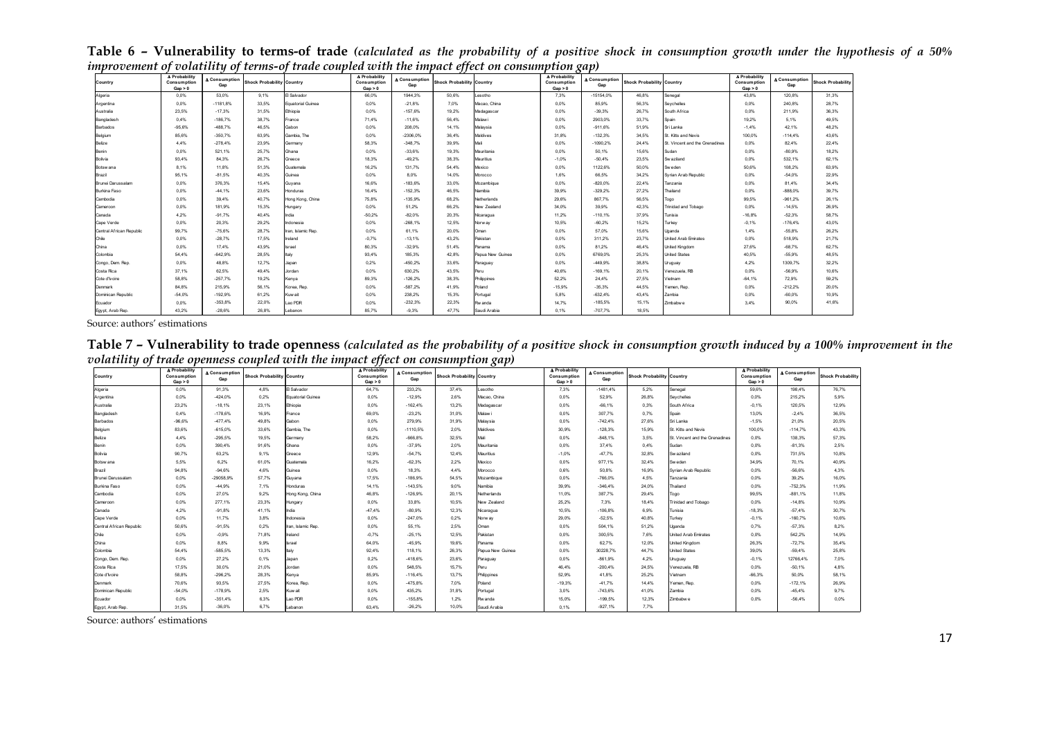**Table 6 – Vulnerability to terms-of trade** *(calculated as the probability of a positive shock in consumption growth under the hypothesis of a 50% improvement of volatility of terms-of trade coupled with the impact effect on consumption gap)*

| Country | Δ Probability Consumption Gap > 0 | Δ Consumption Gap | Shock Probability | Country | Δ Probability Consumption Gap > 0 | Δ Consumption Gap | Shock Probability | Country | Δ Probability Consumption Gap > 0 | Δ Consumption Gap | Shock Probability | Country | Δ Probability Consumption Gap > 0 | Δ Consumption Gap | Shock Probability |
|---|---|---|---|---|---|---|---|---|---|---|---|---|---|---|---|
| Algeria | 0,0% | 53,0% | 9,1% | El Salvador | 66,0% | 1944,3% | 50,6% | Lesotho | 7,3% | -15154,0% | 46,8% | Senegal | 43,8% | 120,8% | 31,3% |
| Argentina | 0,0% | -1181,8% | 33,5% | Equatorial Guinea | 0,0% | -21,8% | 7,0% | Macao, China | 0,0% | 85,9% | 56,3% | Seychelles | 0,0% | 240,8% | 28,7% |
| Australia | 23,5% | -17,3% | 31,5% | Ethiopia | 0,0% | -157,6% | 19,2% | Madagascar | 0,0% | -39,3% | 26,7% | South Africa | 0,0% | 211,9% | 36,3% |
| Bangladesh | 0,4% | -186,7% | 38,7% | France | 71,4% | -11,6% | 56,4% | Malawi | 0,0% | 2903,0% | 33,7% | Spain | 19,2% | 5,1% | 49,5% |
| Barbados | -95,6% | -488,7% | 46,5% | Gabon | 0,0% | 208,0% | 14,1% | Malaysia | 0,0% | -911,6% | 51,9% | Sri Lanka | -1,4% | 42,1% | 48,2% |
| Belgium | 85,6% | -350,7% | 63,9% | Gambia, The | 0,0% | -2306,0% | 36,4% | Maldives | 31,8% | -132,3% | 34,5% | St. Kitts and Nevis | 100,0% | -114,4% | 43,6% |
| Belize | 4,4% | -278,4% | 23,9% | Germany | 58,3% | -348,7% | 39,9% | Mali | 0,0% | -1090,2% | 24,4% | St. Vincent and the Grenadines | 0,0% | 82,4% | 22,4% |
| Benin | 0,0% | 521,1% | 25,7% | Ghana | 0,0% | -33,6% | 19,3% | Mauritania | 0,0% | 50,1% | 15,6% | Sudan | 0,0% | -80,9% | 18,2% |
| Bolivia | 93,4% | 84,3% | 26,7% | Greece | 18,3% | -49,2% | 38,3% | Mauritius | -1,0% | -50,4% | 23,5% | Swaziland | 0,0% | 532,1% | 82,1% |
| Botswana | 8,1% | 11,8% | 51,3% | Guatemala | 16,2% | 131,7% | 54,4% | Mexico | 0,0% | 1122,6% | 50,0% | Sweden | 50,6% | 108,2% | 63,9% |
| Brazil | 95,1% | -81,5% | 40,3% | Guinea | 0,0% | 8,0% | 14,0% | Morocco | 1,6% | 66,5% | 34,2% | Syrian Arab Republic | 0,0% | -54,0% | 22,9% |
| Brunei Darussalam | 0,0% | 376,3% | 15,4% | Guyana | 16,6% | -183,6% | 33,0% | Mozambique | 0,0% | -820,0% | 22,4% | Tanzania | 0,0% | 81,4% | 34,4% |
| Burkina Faso | 0,0% | -44,1% | 23,6% | Honduras | 16,4% | -152,3% | 46,5% | Namibia | 39,9% | -329,2% | 27,2% | Thailand | 0,0% | -888,0% | 39,7% |
| Cambodia | 0,0% | 39,4% | 40,7% | Hong Kong, China | 75,8% | -135,9% | 68,2% | Netherlands | 29,6% | 867,7% | 56,5% | Togo | 99,5% | -961,2% | 26,1% |
| Cameroon | 0,0% | 181,9% | 15,3% | Hungary | 0,0% | 51,2% | 66,2% | New Zealand | 34,0% | 39,9% | 42,3% | Trinidad and Tobago | 0,0% | -14,5% | 26,9% |
| Canada | 4,2% | -91,7% | 40,4% | India | -50,2% | -82,0% | 20,3% | Nicaragua | 11,2% | -110,1% | 37,9% | Tunisia | -16,8% | -52,3% | 58,7% |
| Cape Verde | 0,0% | 20,3% | 29,2% | Indonesia | 0,0% | -288,1% | 12,5% | Norway | 10,5% | -60,2% | 15,2% | Turkey | -0,1% | -176,4% | 43,0% |
| Central African Republic | 99,7% | -75,6% | 28,7% | Iran, Islamic Rep. | 0,0% | 61,1% | 20,0% | Oman | 0,0% | 57,0% | 15,6% | Uganda | 1,4% | -55,8% | 26,2% |
| Chile | 0,0% | -28,7% | 17,5% | Ireland | -0,7% | -13,1% | 43,2% | Pakistan | 0,0% | 311,2% | 23,7% | United Arab Emirates | 0,0% | 518,9% | 21,7% |
| China | 0,0% | 17,4% | 43,9% | Israel | 80,3% | -32,9% | 51,4% | Panama | 0,0% | 81,2% | 46,4% | United Kingdom | 27,6% | -68,7% | 62,7% |
| Colombia | 54,4% | -642,9% | 28,5% | Italy | 93,4% | 185,3% | 42,8% | Papua New Guinea | 0,0% | 6769,0% | 25,3% | United States | 40,5% | -55,9% | 48,5% |
| Congo, Dem. Rep. | 0,0% | 48,8% | 12,7% | Japan | 0,2% | -450,2% | 33,6% | Paraguay | 0,0% | -449,9% | 38,8% | Uruguay | 4,2% | 1309,7% | 32,2% |
| Costa Rica | 37,1% | 62,5% | 49,4% | Jordan | 0,0% | 630,2% | 43,5% | Peru | 40,6% | -169,1% | 20,1% | Venezuela, RB | 0,0% | -58,9% | 10,6% |
| Cote d'Ivoire | 58,8% | -257,7% | 19,2% | Kenya | 89,3% | -126,2% | 38,3% | Philippines | 52,2% | 24,4% | 27,5% | Vietnam | -64,1% | 72,9% | 59,2% |
| Denmark | 84,8% | 215,9% | 56,1% | Korea, Rep. | 0,0% | -587,2% | 41,9% | Poland | -15,9% | -35,3% | 44,5% | Yemen, Rep. | 0,0% | -212,2% | 20,0% |
| Dominican Republic | -54,0% | -192,9% | 61,2% | Kuwait | 0,0% | 238,2% | 15,3% | Portugal | 5,8% | -632,4% | 43,4% | Zambia | 0,0% | -60,0% | 10,9% |
| Ecuador | 0,0% | -353,8% | 22,0% | Lao PDR | 0,0% | -232,3% | 22,3% | Rwanda | 14,7% | -185,5% | 15,1% | Zimbabwe | 3,4% | 90,0% | 41,6% |
| Egypt, Arab Rep. | 43,2% | -28,6% | 26,8% | Lebanon | 85,7% | -9,3% | 47,7% | Saudi Arabia | 0,1% | -707,7% | 18,5% | | | | |

Source: authors' estimations

**Table 7 – Vulnerability to trade openness** *(calculated as the probability of a positive shock in consumption growth induced by a 100% improvement in the volatility of trade openness coupled with the impact effect on consumption gap)*

| Country | Δ Probability Consumption Gap > 0 | Δ Consumption Gap | Shock Probability | Country | Δ Probability Consumption Gap > 0 | Δ Consumption Gap | Shock Probability | Country | Δ Probability Consumption Gap > 0 | Δ Consumption Gap | Shock Probability | Country | Δ Probability Consumption Gap > 0 | Δ Consumption Gap | Shock Probability |
|---|---|---|---|---|---|---|---|---|---|---|---|---|---|---|---|
| Algeria | 0,0% | 91,3% | 4,8% | El Salvador | 64,7% | 233,2% | 37,4% | Lesotho | 7,3% | -1481,4% | 5,2% | Senegal | 59,6% | 198,4% | 76,7% |
| Argentina | 0,0% | -424,0% | 0,2% | Equatorial Guinea | 0,0% | -12,9% | 2,6% | Macao, China | 0,0% | 52,9% | 26,8% | Seychelles | 0,0% | 215,2% | 5,9% |
| Australia | 23,2% | -18,1% | 23,1% | Ethiopia | 0,0% | -162,4% | 13,2% | Madagascar | 0,0% | -66,1% | 0,3% | South Africa | -0,1% | 120,5% | 12,9% |
| Bangladesh | 0,4% | -178,6% | 16,9% | France | 69,0% | -23,2% | 31,0% | Malawi | 0,0% | 307,7% | 0,7% | Spain | 13,0% | -2,4% | 36,5% |
| Barbados | -96,6% | -477,4% | 49,8% | Gabon | 0,0% | 279,9% | 31,9% | Malaysia | 0,0% | -742,4% | 27,6% | Sri Lanka | -1,5% | 21,0% | 20,5% |
| Belgium | 83,6% | -615,0% | 33,6% | Gambia, The | 0,0% | -1110,5% | 2,0% | Maldives | 30,9% | -128,3% | 15,9% | St. Kitts and Nevis | 100,0% | -114,7% | 43,3% |
| Belize | 4,4% | -295,5% | 19,5% | Germany | 58,2% | -666,8% | 32,5% | Mali | 0,0% | -848,1% | 3,5% | St. Vincent and the Grenadines | 0,0% | 138,3% | 57,3% |
| Benin | 0,0% | 390,4% | 91,6% | Ghana | 0,0% | -37,9% | 2,0% | Mauritania | 0,0% | 37,4% | 0,4% | Sudan | 0,0% | -81,3% | 2,5% |
| Bolivia | 90,7% | 63,2% | 9,1% | Greece | 12,9% | -54,7% | 12,4% | Mauritius | -1,0% | -47,7% | 32,8% | Swaziland | 0,0% | 731,5% | 10,8% |
| Botswana | 5,5% | 6,2% | 61,0% | Guatemala | 16,2% | -62,3% | 2,2% | Mexico | 0,0% | 977,1% | 32,4% | Sweden | 34,9% | 70,1% | 40,9% |
| Brazil | 94,8% | -94,6% | 4,6% | Guinea | 0,0% | 18,3% | 4,4% | Morocco | 0,6% | 50,8% | 16,9% | Syrian Arab Republic | 0,0% | -56,6% | 4,3% |
| Brunei Darussalam | 0,0% | -29058,9% | 57,7% | Guyana | 17,5% | -186,9% | 54,5% | Mozambique | 0,0% | -766,0% | 4,5% | Tanzania | 0,0% | 39,2% | 16,0% |
| Burkina Faso | 0,0% | -44,9% | 7,1% | Honduras | 14,1% | -143,5% | 9,0% | Namibia | 39,9% | -346,4% | 24,0% | Thailand | 0,0% | -752,3% | 11,9% |
| Cambodia | 0,0% | 27,0% | 9,2% | Hong Kong, China | 46,8% | -126,9% | 20,1% | Netherlands | 11,0% | 387,7% | 29,4% | Togo | 99,5% | -881,1% | 11,8% |
| Cameroon | 0,0% | 277,1% | 23,3% | Hungary | 0,0% | 33,8% | 10,5% | New Zealand | 25,2% | 7,3% | 18,4% | Trinidad and Tobago | 0,0% | -14,8% | 10,9% |
| Canada | 4,2% | -91,8% | 41,1% | India | -47,4% | -80,9% | 12,3% | Nicaragua | 10,5% | -106,8% | 6,9% | Tunisia | -18,3% | -57,4% | 30,7% |
| Cape Verde | 0,0% | 11,7% | 3,8% | Indonesia | 0,0% | -247,0% | 0,2% | Norway | 29,0% | -52,5% | 40,8% | Turkey | -0,1% | -180,7% | 10,6% |
| Central African Republic | 50,6% | -91,5% | 0,2% | Iran, Islamic Rep. | 0,0% | 55,1% | 2,5% | Oman | 0,0% | 504,1% | 51,2% | Uganda | 0,7% | -57,3% | 8,2% |
| Chile | 0,0% | -0,9% | 71,8% | Ireland | -0,7% | -25,1% | 12,5% | Pakistan | 0,0% | 300,5% | 7,6% | United Arab Emirates | 0,0% | 542,2% | 14,9% |
| China | 0,0% | 8,8% | 9,9% | Israel | 64,0% | -45,9% | 19,6% | Panama | 0,0% | 62,7% | 12,0% | United Kingdom | 26,3% | -72,7% | 35,4% |
| Colombia | 54,4% | -585,5% | 13,3% | Italy | 92,4% | 118,1% | 26,3% | Papua New Guinea | 0,0% | 30228,7% | 44,7% | United States | 39,0% | -59,4% | 25,8% |
| Congo, Dem. Rep. | 0,0% | 27,2% | 0,1% | Japan | 0,2% | -418,6% | 23,6% | Paraguay | 0,0% | -861,9% | 4,2% | Uruguay | -0,1% | 12766,4% | 7,0% |
| Costa Rica | 17,5% | 30,0% | 21,0% | Jordan | 0,0% | 548,5% | 15,7% | Peru | 46,4% | -200,4% | 24,5% | Venezuela, RB | 0,0% | -50,1% | 4,8% |
| Cote d'Ivoire | 58,8% | -296,2% | 28,3% | Kenya | 85,9% | -116,4% | 13,7% | Philippines | 52,9% | 41,8% | 25,2% | Vietnam | -66,3% | 50,0% | 58,1% |
| Denmark | 70,6% | 93,5% | 27,5% | Korea, Rep. | 0,0% | -475,8% | 7,0% | Poland | -19,3% | -41,7% | 14,4% | Yemen, Rep. | 0,0% | -172,1% | 26,9% |
| Dominican Republic | -54,0% | -178,9% | 2,5% | Kuwait | 0,0% | 435,2% | 31,8% | Portugal | 3,0% | -743,6% | 41,0% | Zambia | 0,0% | -45,4% | 9,7% |
| Ecuador | 0,0% | -351,4% | 6,3% | Lao PDR | 0,0% | -155,8% | 1,2% | Rwanda | 15,0% | -199,5% | 12,3% | Zimbabwe | 0,0% | -58,4% | 0,0% |
| Egypt, Arab Rep. | 31,5% | -36,0% | 6,7% | Lebanon | 63,4% | -26,2% | 10,0% | Saudi Arabia | 0,1% | -927,1% | 7,7% | | | | |

Source: authors' estimations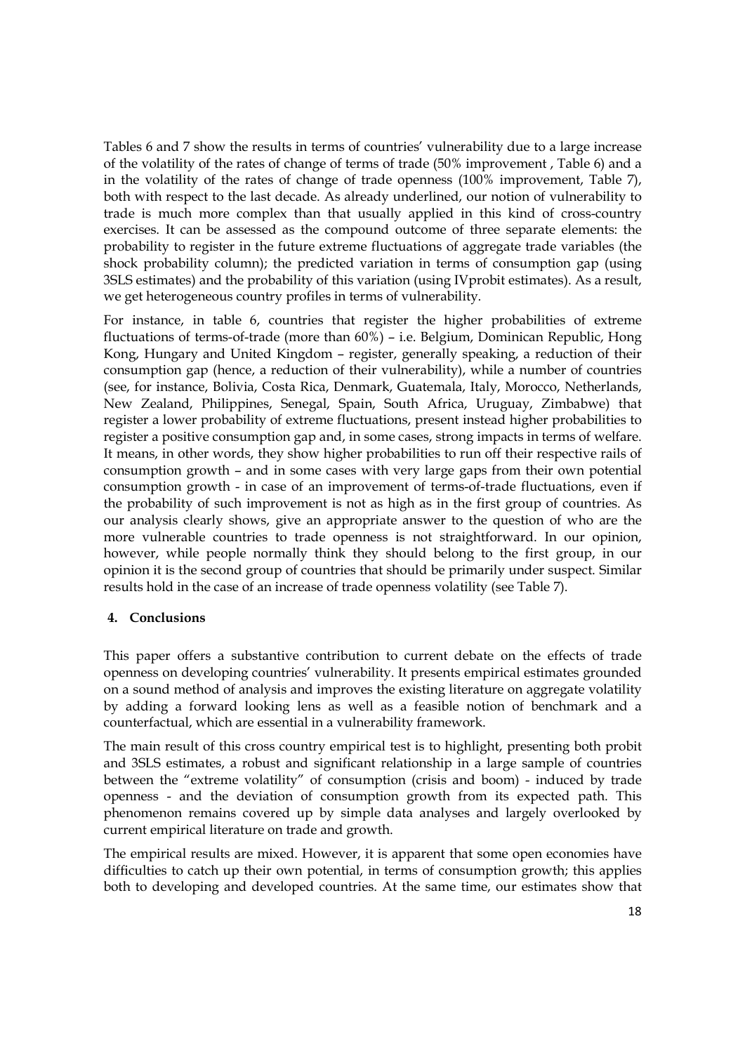Tables 6 and 7 show the results in terms of countries' vulnerability due to a large increase of the volatility of the rates of change of terms of trade (50% improvement , Table 6) and a in the volatility of the rates of change of trade openness (100% improvement, Table 7), both with respect to the last decade. As already underlined, our notion of vulnerability to trade is much more complex than that usually applied in this kind of cross-country exercises. It can be assessed as the compound outcome of three separate elements: the probability to register in the future extreme fluctuations of aggregate trade variables (the shock probability column); the predicted variation in terms of consumption gap (using 3SLS estimates) and the probability of this variation (using IVprobit estimates). As a result, we get heterogeneous country profiles in terms of vulnerability.

For instance, in table 6, countries that register the higher probabilities of extreme fluctuations of terms-of-trade (more than 60%) – i.e. Belgium, Dominican Republic, Hong Kong, Hungary and United Kingdom – register, generally speaking, a reduction of their consumption gap (hence, a reduction of their vulnerability), while a number of countries (see, for instance, Bolivia, Costa Rica, Denmark, Guatemala, Italy, Morocco, Netherlands, New Zealand, Philippines, Senegal, Spain, South Africa, Uruguay, Zimbabwe) that register a lower probability of extreme fluctuations, present instead higher probabilities to register a positive consumption gap and, in some cases, strong impacts in terms of welfare. It means, in other words, they show higher probabilities to run off their respective rails of consumption growth – and in some cases with very large gaps from their own potential consumption growth - in case of an improvement of terms-of-trade fluctuations, even if the probability of such improvement is not as high as in the first group of countries. As our analysis clearly shows, give an appropriate answer to the question of who are the more vulnerable countries to trade openness is not straightforward. In our opinion, however, while people normally think they should belong to the first group, in our opinion it is the second group of countries that should be primarily under suspect. Similar results hold in the case of an increase of trade openness volatility (see Table 7).

## 4. Conclusions

This paper offers a substantive contribution to current debate on the effects of trade openness on developing countries' vulnerability. It presents empirical estimates grounded on a sound method of analysis and improves the existing literature on aggregate volatility by adding a forward looking lens as well as a feasible notion of benchmark and a counterfactual, which are essential in a vulnerability framework.

The main result of this cross country empirical test is to highlight, presenting both probit and 3SLS estimates, a robust and significant relationship in a large sample of countries between the "extreme volatility" of consumption (crisis and boom) - induced by trade openness - and the deviation of consumption growth from its expected path. This phenomenon remains covered up by simple data analyses and largely overlooked by current empirical literature on trade and growth.

The empirical results are mixed. However, it is apparent that some open economies have difficulties to catch up their own potential, in terms of consumption growth; this applies both to developing and developed countries. At the same time, our estimates show that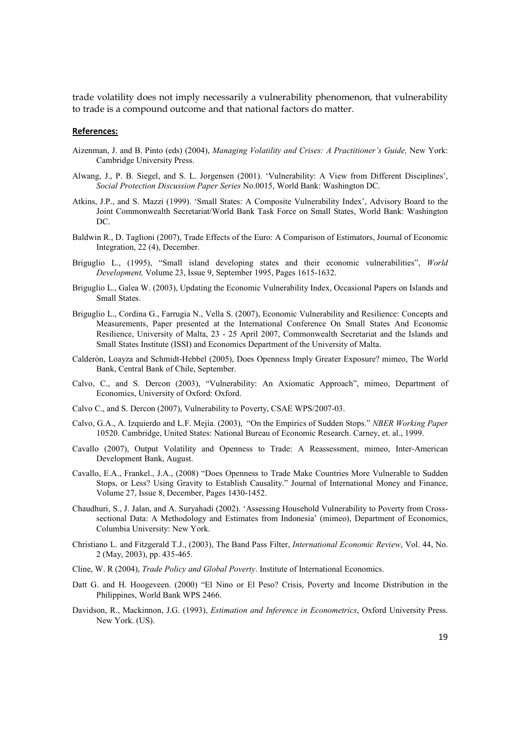trade volatility does not imply necessarily a vulnerability phenomenon, that vulnerability to trade is a compound outcome and that national factors do matter.

**References:**

Aizenman, J. and B. Pinto (eds) (2004), *Managing Volatility and Crises: A Practitioner's Guide,* New York: Cambridge University Press.

Alwang, J., P. B. Siegel, and S. L. Jorgensen (2001). 'Vulnerability: A View from Different Disciplines', *Social Protection Discussion Paper Series* No.0015, World Bank: Washington DC.

Atkins, J.P., and S. Mazzi (1999). 'Small States: A Composite Vulnerability Index', Advisory Board to the Joint Commonwealth Secretariat/World Bank Task Force on Small States, World Bank: Washington DC.

Baldwin R., D. Taglioni (2007), Trade Effects of the Euro: A Comparison of Estimators, Journal of Economic Integration, 22 (4), December.

Briguglio L., (1995), "Small island developing states and their economic vulnerabilities", *World Development,* Volume 23, Issue 9, September 1995, Pages 1615-1632.

Briguglio L., Galea W. (2003), Updating the Economic Vulnerability Index, Occasional Papers on Islands and Small States.

Briguglio L., Cordina G., Farrugia N., Vella S. (2007), Economic Vulnerability and Resilience: Concepts and Measurements, Paper presented at the International Conference On Small States And Economic Resilience, University of Malta, 23 - 25 April 2007, Commonwealth Secretariat and the Islands and Small States Institute (ISSI) and Economics Department of the University of Malta.

Calderòn, Loayza and Schmidt-Hebbel (2005), Does Openness Imply Greater Exposure? mimeo, The World Bank, Central Bank of Chile, September.

Calvo, C., and S. Dercon (2003), "Vulnerability: An Axiomatic Approach", mimeo, Department of Economics, University of Oxford: Oxford.

Calvo C., and S. Dercon (2007), Vulnerability to Poverty, CSAE WPS/2007-03.

Calvo, G.A., A. Izquierdo and L.F. Mejía. (2003), "On the Empirics of Sudden Stops." *NBER Working Paper* 10520. Cambridge, United States: National Bureau of Economic Research. Carney, et. al., 1999.

Cavallo (2007), Output Volatility and Openness to Trade: A Reassessment, mimeo, Inter-American Development Bank, August.

Cavallo, E.A., Frankel., J.A., (2008) "Does Openness to Trade Make Countries More Vulnerable to Sudden Stops, or Less? Using Gravity to Establish Causality." Journal of International Money and Finance, Volume 27, Issue 8, December, Pages 1430-1452.

Chaudhuri, S., J. Jalan, and A. Suryahadi (2002). 'Assessing Household Vulnerability to Poverty from Cross-sectional Data: A Methodology and Estimates from Indonesia' (mimeo), Department of Economics, Columbia University: New York.

Christiano L. and Fitzgerald T.J., (2003), The Band Pass Filter, *International Economic Review*, Vol. 44, No. 2 (May, 2003), pp. 435-465.

Cline, W. R (2004), *Trade Policy and Global Poverty*. Institute of International Economics.

Datt G. and H. Hoogeveen. (2000) "El Nino or El Peso? Crisis, Poverty and Income Distribution in the Philippines, World Bank WPS 2466.

Davidson, R., Mackinnon, J.G. (1993), *Estimation and Inference in Econometrics*, Oxford University Press. New York. (US).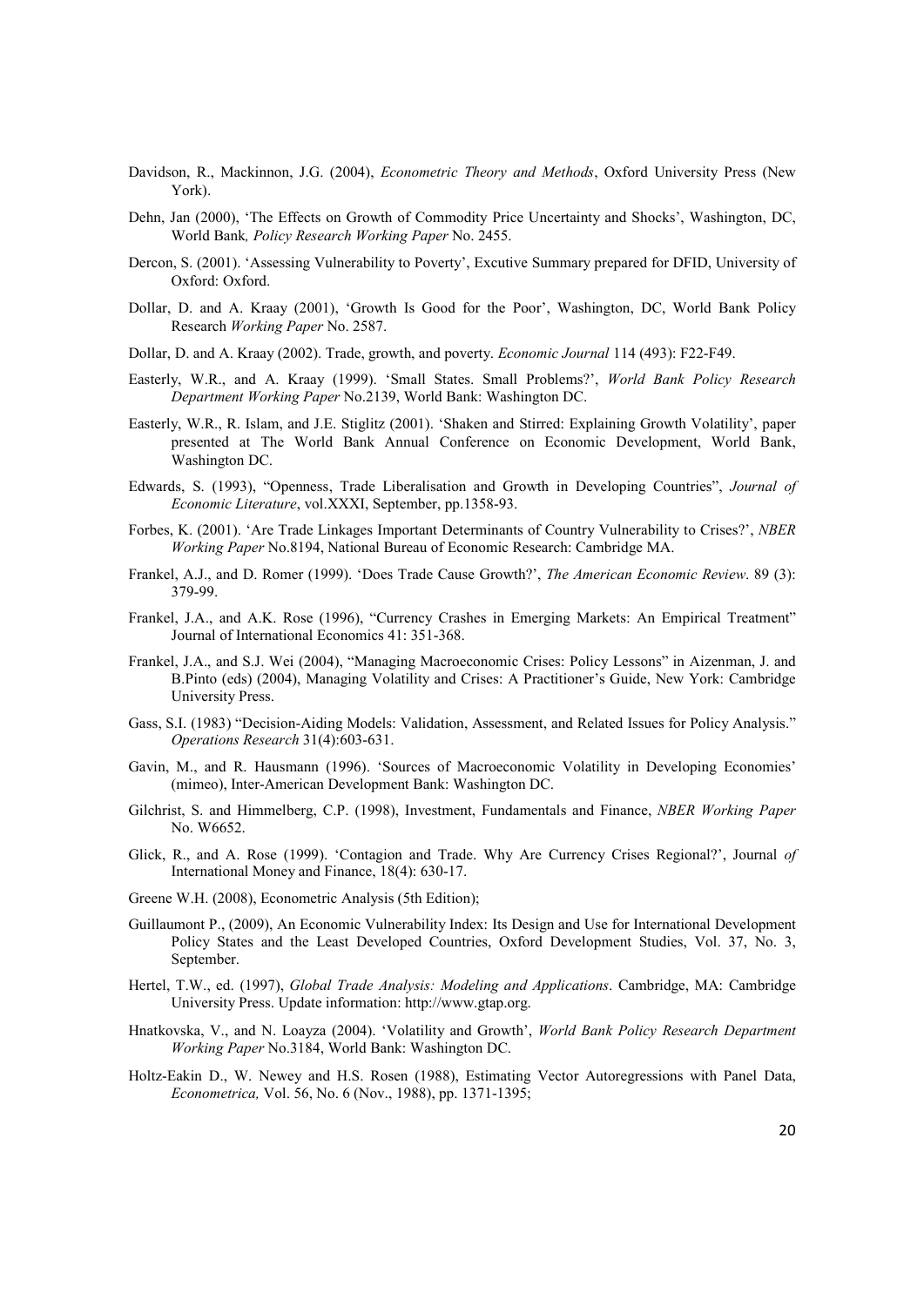Davidson, R., Mackinnon, J.G. (2004), *Econometric Theory and Methods*, Oxford University Press (New York).

Dehn, Jan (2000), 'The Effects on Growth of Commodity Price Uncertainty and Shocks', Washington, DC, World Bank*, Policy Research Working Paper* No. 2455.

Dercon, S. (2001). 'Assessing Vulnerability to Poverty', Excutive Summary prepared for DFID, University of Oxford: Oxford.

Dollar, D. and A. Kraay (2001), 'Growth Is Good for the Poor', Washington, DC, World Bank Policy Research *Working Paper* No. 2587.

Dollar, D. and A. Kraay (2002). Trade, growth, and poverty. *Economic Journal* 114 (493): F22-F49.

Easterly, W.R., and A. Kraay (1999). 'Small States. Small Problems?', *World Bank Policy Research Department Working Paper* No.2139, World Bank: Washington DC.

Easterly, W.R., R. Islam, and J.E. Stiglitz (2001). 'Shaken and Stirred: Explaining Growth Volatility', paper presented at The World Bank Annual Conference on Economic Development, World Bank, Washington DC.

Edwards, S. (1993), "Openness, Trade Liberalisation and Growth in Developing Countries", *Journal of Economic Literature*, vol.XXXI, September, pp.1358-93.

Forbes, K. (2001). 'Are Trade Linkages Important Determinants of Country Vulnerability to Crises?', *NBER Working Paper* No.8194, National Bureau of Economic Research: Cambridge MA.

Frankel, A.J., and D. Romer (1999). 'Does Trade Cause Growth?', *The American Economic Review*. 89 (3): 379-99.

Frankel, J.A., and A.K. Rose (1996), "Currency Crashes in Emerging Markets: An Empirical Treatment" Journal of International Economics 41: 351-368.

Frankel, J.A., and S.J. Wei (2004), "Managing Macroeconomic Crises: Policy Lessons" in Aizenman, J. and B.Pinto (eds) (2004), Managing Volatility and Crises: A Practitioner's Guide, New York: Cambridge University Press.

Gass, S.I. (1983) "Decision-Aiding Models: Validation, Assessment, and Related Issues for Policy Analysis." *Operations Research* 31(4):603-631.

Gavin, M., and R. Hausmann (1996). 'Sources of Macroeconomic Volatility in Developing Economies' (mimeo), Inter-American Development Bank: Washington DC.

Gilchrist, S. and Himmelberg, C.P. (1998), Investment, Fundamentals and Finance, *NBER Working Paper* No. W6652.

Glick, R., and A. Rose (1999). 'Contagion and Trade. Why Are Currency Crises Regional?', Journal *of* International Money and Finance, 18(4): 630-17.

Greene W.H. (2008), Econometric Analysis (5th Edition);

Guillaumont P., (2009), An Economic Vulnerability Index: Its Design and Use for International Development Policy States and the Least Developed Countries, Oxford Development Studies, Vol. 37, No. 3, September.

Hertel, T.W., ed. (1997), *Global Trade Analysis: Modeling and Applications*. Cambridge, MA: Cambridge University Press. Update information: http://www.gtap.org.

Hnatkovska, V., and N. Loayza (2004). 'Volatility and Growth', *World Bank Policy Research Department Working Paper* No.3184, World Bank: Washington DC.

Holtz-Eakin D., W. Newey and H.S. Rosen (1988), Estimating Vector Autoregressions with Panel Data, *Econometrica,* Vol. 56, No. 6 (Nov., 1988), pp. 1371-1395;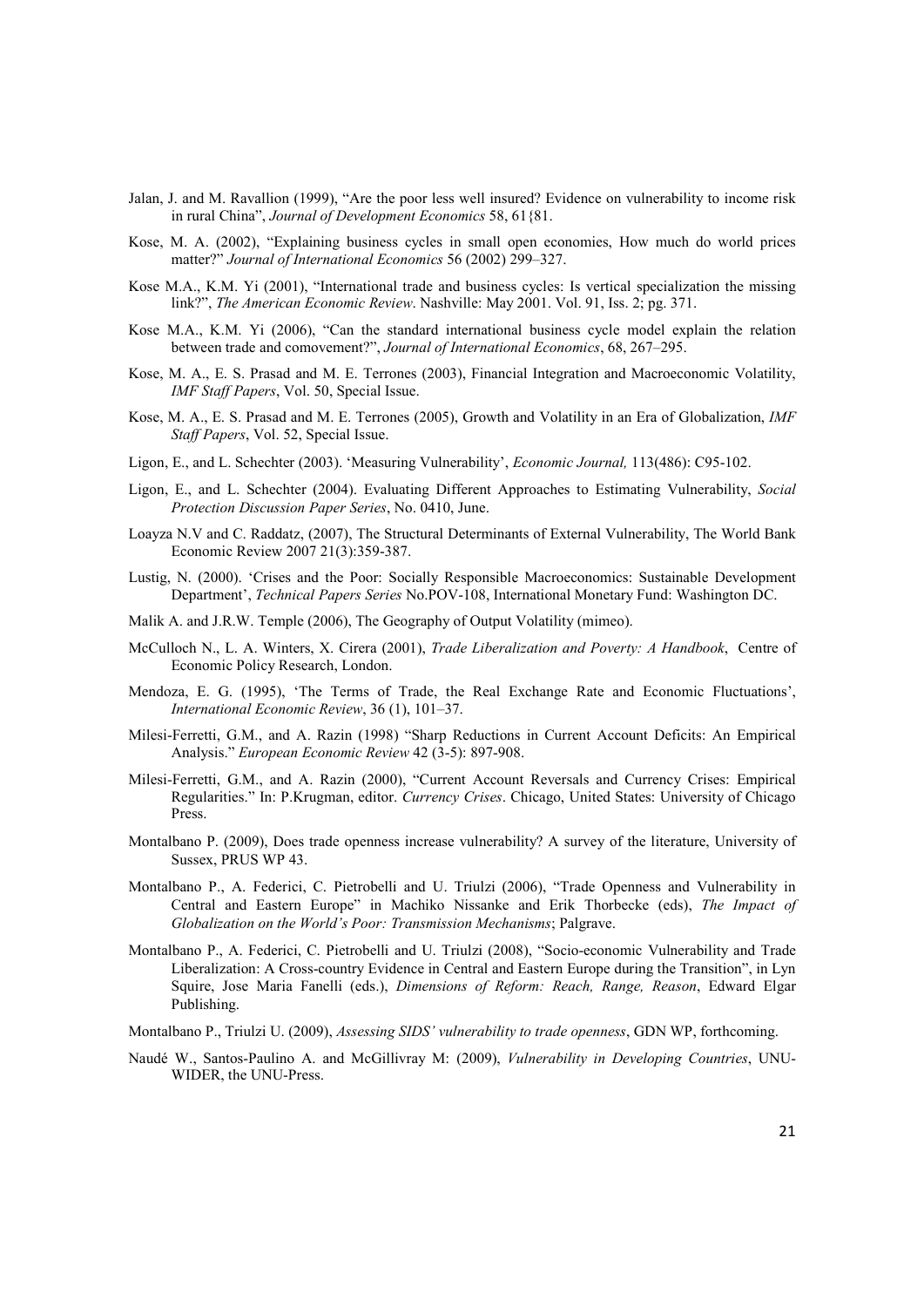Jalan, J. and M. Ravallion (1999), "Are the poor less well insured? Evidence on vulnerability to income risk in rural China", *Journal of Development Economics* 58, 61{81.

Kose, M. A. (2002), "Explaining business cycles in small open economies, How much do world prices matter?" *Journal of International Economics* 56 (2002) 299–327.

Kose M.A., K.M. Yi (2001), "International trade and business cycles: Is vertical specialization the missing link?", *The American Economic Review*. Nashville: May 2001. Vol. 91, Iss. 2; pg. 371.

Kose M.A., K.M. Yi (2006), "Can the standard international business cycle model explain the relation between trade and comovement?", *Journal of International Economics*, 68, 267–295.

Kose, M. A., E. S. Prasad and M. E. Terrones (2003), Financial Integration and Macroeconomic Volatility, *IMF Staff Papers*, Vol. 50, Special Issue.

Kose, M. A., E. S. Prasad and M. E. Terrones (2005), Growth and Volatility in an Era of Globalization, *IMF Staff Papers*, Vol. 52, Special Issue.

Ligon, E., and L. Schechter (2003). 'Measuring Vulnerability', *Economic Journal,* 113(486): C95-102.

Ligon, E., and L. Schechter (2004). Evaluating Different Approaches to Estimating Vulnerability, *Social Protection Discussion Paper Series*, No. 0410, June.

Loayza N.V and C. Raddatz, (2007), The Structural Determinants of External Vulnerability, The World Bank Economic Review 2007 21(3):359-387.

Lustig, N. (2000). 'Crises and the Poor: Socially Responsible Macroeconomics: Sustainable Development Department', *Technical Papers Series* No.POV-108, International Monetary Fund: Washington DC.

Malik A. and J.R.W. Temple (2006), The Geography of Output Volatility (mimeo).

McCulloch N., L. A. Winters, X. Cirera (2001), *Trade Liberalization and Poverty: A Handbook*, Centre of Economic Policy Research, London.

Mendoza, E. G. (1995), 'The Terms of Trade, the Real Exchange Rate and Economic Fluctuations', *International Economic Review*, 36 (1), 101–37.

Milesi-Ferretti, G.M., and A. Razin (1998) "Sharp Reductions in Current Account Deficits: An Empirical Analysis." *European Economic Review* 42 (3-5): 897-908.

Milesi-Ferretti, G.M., and A. Razin (2000), "Current Account Reversals and Currency Crises: Empirical Regularities." In: P.Krugman, editor. *Currency Crises*. Chicago, United States: University of Chicago Press.

Montalbano P. (2009), Does trade openness increase vulnerability? A survey of the literature, University of Sussex, PRUS WP 43.

Montalbano P., A. Federici, C. Pietrobelli and U. Triulzi (2006), "Trade Openness and Vulnerability in Central and Eastern Europe" in Machiko Nissanke and Erik Thorbecke (eds), *The Impact of Globalization on the World's Poor: Transmission Mechanisms*; Palgrave.

Montalbano P., A. Federici, C. Pietrobelli and U. Triulzi (2008), "Socio-economic Vulnerability and Trade Liberalization: A Cross-country Evidence in Central and Eastern Europe during the Transition", in Lyn Squire, Jose Maria Fanelli (eds.), *Dimensions of Reform: Reach, Range, Reason*, Edward Elgar Publishing.

Montalbano P., Triulzi U. (2009), *Assessing SIDS' vulnerability to trade openness*, GDN WP, forthcoming.

Naudé W., Santos-Paulino A. and McGillivray M: (2009), *Vulnerability in Developing Countries*, UNU-WIDER, the UNU-Press.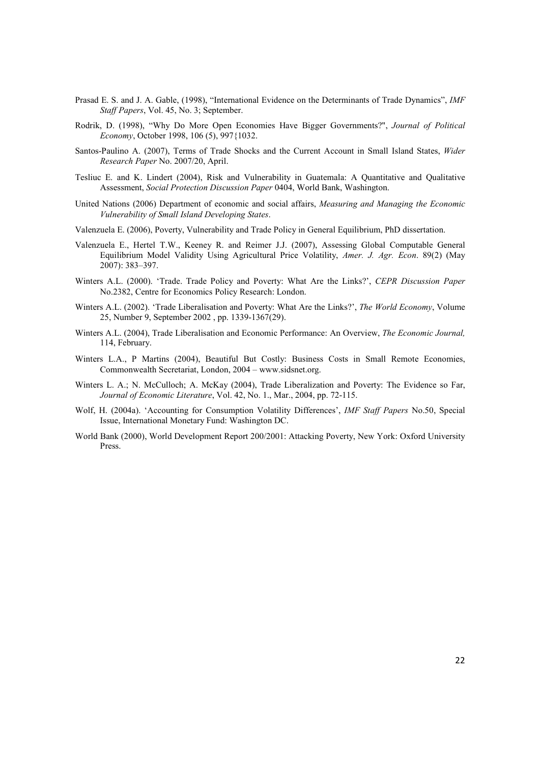Prasad E. S. and J. A. Gable, (1998), "International Evidence on the Determinants of Trade Dynamics", *IMF Staff Papers*, Vol. 45, No. 3; September.

Rodrik, D. (1998), "Why Do More Open Economies Have Bigger Governments?", *Journal of Political Economy*, October 1998, 106 (5), 997{1032.

Santos-Paulino A. (2007), Terms of Trade Shocks and the Current Account in Small Island States, *Wider Research Paper* No. 2007/20, April.

Tesliuc E. and K. Lindert (2004), Risk and Vulnerability in Guatemala: A Quantitative and Qualitative Assessment, *Social Protection Discussion Paper* 0404, World Bank, Washington.

United Nations (2006) Department of economic and social affairs, *Measuring and Managing the Economic Vulnerability of Small Island Developing States*.

Valenzuela E. (2006), Poverty, Vulnerability and Trade Policy in General Equilibrium, PhD dissertation.

Valenzuela E., Hertel T.W., Keeney R. and Reimer J.J. (2007), Assessing Global Computable General Equilibrium Model Validity Using Agricultural Price Volatility, *Amer. J. Agr. Econ*. 89(2) (May 2007): 383–397.

Winters A.L. (2000). 'Trade. Trade Policy and Poverty: What Are the Links?', *CEPR Discussion Paper* No.2382, Centre for Economics Policy Research: London.

Winters A.L. (2002). 'Trade Liberalisation and Poverty: What Are the Links?', *The World Economy*, Volume 25, Number 9, September 2002 , pp. 1339-1367(29).

Winters A.L. (2004), Trade Liberalisation and Economic Performance: An Overview, *The Economic Journal,* 114, February.

Winters L.A., P Martins (2004), Beautiful But Costly: Business Costs in Small Remote Economies, Commonwealth Secretariat, London, 2004 – www.sidsnet.org.

Winters L. A.; N. McCulloch; A. McKay (2004), Trade Liberalization and Poverty: The Evidence so Far, *Journal of Economic Literature*, Vol. 42, No. 1., Mar., 2004, pp. 72-115.

Wolf, H. (2004a). 'Accounting for Consumption Volatility Differences', *IMF Staff Papers* No.50, Special Issue, International Monetary Fund: Washington DC.

World Bank (2000), World Development Report 200/2001: Attacking Poverty, New York: Oxford University Press.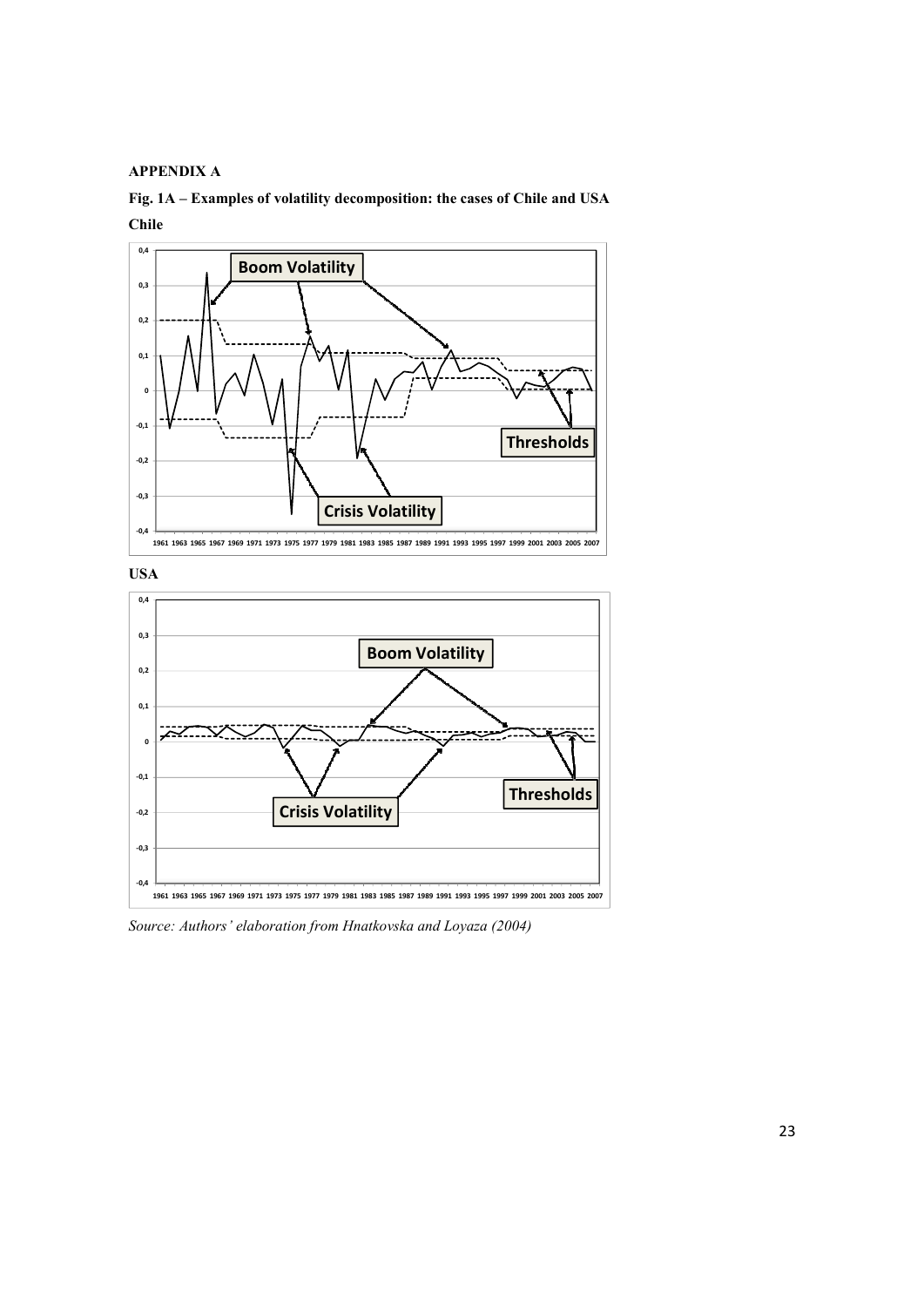**APPENDIX A**

**Fig. 1A – Examples of volatility decomposition: the cases of Chile and USA**

**Chile**

**USA**

*Source: Authors' elaboration from Hnatkovska and Loyaza (2004)*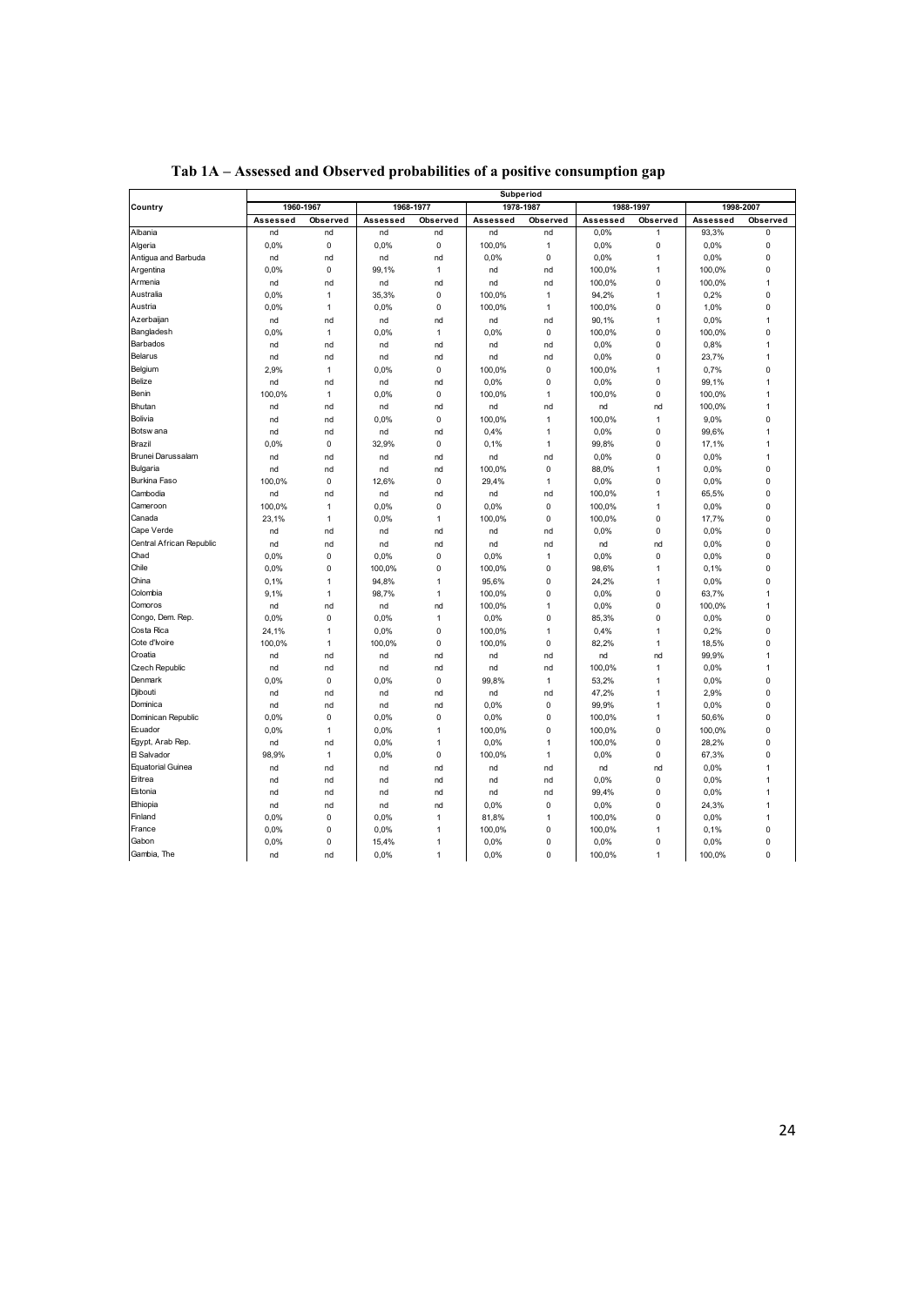**Tab 1A – Assessed and Observed probabilities of a positive consumption gap**

| Country | Subperiod | | | | | | | | | |
|---|---|---|---|---|---|---|---|---|---|---|
| | 1960-1967 | | 1968-1977 | | 1978-1987 | | 1988-1997 | | 1998-2007 | |
| | Assessed | Observed | Assessed | Observed | Assessed | Observed | Assessed | Observed | Assessed | Observed |
| Albania | nd | nd | nd | nd | nd | nd | 0,0% | 1 | 93,3% | 0 |
| Algeria | 0,0% | 0 | 0,0% | 0 | 100,0% | 1 | 0,0% | 0 | 0,0% | 0 |
| Antigua and Barbuda | nd | nd | nd | nd | 0,0% | 0 | 0,0% | 1 | 0,0% | 0 |
| Argentina | 0,0% | 0 | 99,1% | 1 | nd | nd | 100,0% | 1 | 100,0% | 0 |
| Armenia | nd | nd | nd | nd | nd | nd | 100,0% | 0 | 100,0% | 1 |
| Australia | 0,0% | 1 | 35,3% | 0 | 100,0% | 1 | 94,2% | 1 | 0,2% | 0 |
| Austria | 0,0% | 1 | 0,0% | 0 | 100,0% | 1 | 100,0% | 0 | 1,0% | 0 |
| Azerbaijan | nd | nd | nd | nd | nd | nd | 90,1% | 1 | 0,0% | 1 |
| Bangladesh | 0,0% | 1 | 0,0% | 1 | 0,0% | 0 | 100,0% | 0 | 100,0% | 0 |
| Barbados | nd | nd | nd | nd | nd | nd | 0,0% | 0 | 0,8% | 1 |
| Belarus | nd | nd | nd | nd | nd | nd | 0,0% | 0 | 23,7% | 1 |
| Belgium | 2,9% | 1 | 0,0% | 0 | 100,0% | 0 | 100,0% | 1 | 0,7% | 0 |
| Belize | nd | nd | nd | nd | 0,0% | 0 | 0,0% | 0 | 99,1% | 1 |
| Benin | 100,0% | 1 | 0,0% | 0 | 100,0% | 1 | 100,0% | 0 | 100,0% | 1 |
| Bhutan | nd | nd | nd | nd | nd | nd | nd | nd | 100,0% | 1 |
| Bolivia | nd | nd | 0,0% | 0 | 100,0% | 1 | 100,0% | 1 | 9,0% | 0 |
| Botswana | nd | nd | nd | nd | 0,4% | 1 | 0,0% | 0 | 99,6% | 1 |
| Brazil | 0,0% | 0 | 32,9% | 0 | 0,1% | 1 | 99,8% | 0 | 17,1% | 1 |
| Brunei Darussalam | nd | nd | nd | nd | nd | nd | 0,0% | 0 | 0,0% | 1 |
| Bulgaria | nd | nd | nd | nd | 100,0% | 0 | 88,0% | 1 | 0,0% | 0 |
| Burkina Faso | 100,0% | 0 | 12,6% | 0 | 29,4% | 1 | 0,0% | 0 | 0,0% | 0 |
| Cambodia | nd | nd | nd | nd | nd | nd | 100,0% | 1 | 65,5% | 0 |
| Cameroon | 100,0% | 1 | 0,0% | 0 | 0,0% | 0 | 100,0% | 1 | 0,0% | 0 |
| Canada | 23,1% | 1 | 0,0% | 1 | 100,0% | 0 | 100,0% | 0 | 17,7% | 0 |
| Cape Verde | nd | nd | nd | nd | nd | nd | 0,0% | 0 | 0,0% | 0 |
| Central African Republic | nd | nd | nd | nd | nd | nd | nd | nd | 0,0% | 0 |
| Chad | 0,0% | 0 | 0,0% | 0 | 0,0% | 1 | 0,0% | 0 | 0,0% | 0 |
| Chile | 0,0% | 0 | 100,0% | 0 | 100,0% | 0 | 98,6% | 1 | 0,1% | 0 |
| China | 0,1% | 1 | 94,8% | 1 | 95,6% | 0 | 24,2% | 1 | 0,0% | 0 |
| Colombia | 9,1% | 1 | 98,7% | 1 | 100,0% | 0 | 0,0% | 0 | 63,7% | 1 |
| Comoros | nd | nd | nd | nd | 100,0% | 1 | 0,0% | 0 | 100,0% | 1 |
| Congo, Dem. Rep. | 0,0% | 0 | 0,0% | 1 | 0,0% | 0 | 85,3% | 0 | 0,0% | 0 |
| Costa Rica | 24,1% | 1 | 0,0% | 0 | 100,0% | 1 | 0,4% | 1 | 0,2% | 0 |
| Cote d'Ivoire | 100,0% | 1 | 100,0% | 0 | 100,0% | 0 | 82,2% | 1 | 18,5% | 0 |
| Croatia | nd | nd | nd | nd | nd | nd | nd | nd | 99,9% | 1 |
| Czech Republic | nd | nd | nd | nd | nd | nd | 100,0% | 1 | 0,0% | 1 |
| Denmark | 0,0% | 0 | 0,0% | 0 | 99,8% | 1 | 53,2% | 1 | 0,0% | 0 |
| Djibouti | nd | nd | nd | nd | nd | nd | 47,2% | 1 | 2,9% | 0 |
| Dominica | nd | nd | nd | nd | 0,0% | 0 | 99,9% | 1 | 0,0% | 0 |
| Dominican Republic | 0,0% | 0 | 0,0% | 0 | 0,0% | 0 | 100,0% | 1 | 50,6% | 0 |
| Ecuador | 0,0% | 1 | 0,0% | 1 | 100,0% | 0 | 100,0% | 0 | 100,0% | 0 |
| Egypt, Arab Rep. | nd | nd | 0,0% | 1 | 0,0% | 1 | 100,0% | 0 | 28,2% | 0 |
| El Salvador | 98,9% | 1 | 0,0% | 0 | 100,0% | 1 | 0,0% | 0 | 67,3% | 0 |
| Equatorial Guinea | nd | nd | nd | nd | nd | nd | nd | nd | 0,0% | 1 |
| Eritrea | nd | nd | nd | nd | nd | nd | 0,0% | 0 | 0,0% | 1 |
| Estonia | nd | nd | nd | nd | nd | nd | 99,4% | 0 | 0,0% | 1 |
| Ethiopia | nd | nd | nd | nd | 0,0% | 0 | 0,0% | 0 | 24,3% | 1 |
| Finland | 0,0% | 0 | 0,0% | 1 | 81,8% | 1 | 100,0% | 0 | 0,0% | 1 |
| France | 0,0% | 0 | 0,0% | 1 | 100,0% | 0 | 100,0% | 1 | 0,1% | 0 |
| Gabon | 0,0% | 0 | 15,4% | 1 | 0,0% | 0 | 0,0% | 0 | 0,0% | 0 |
| Gambia, The | nd | nd | 0,0% | 1 | 0,0% | 0 | 100,0% | 1 | 100,0% | 0 |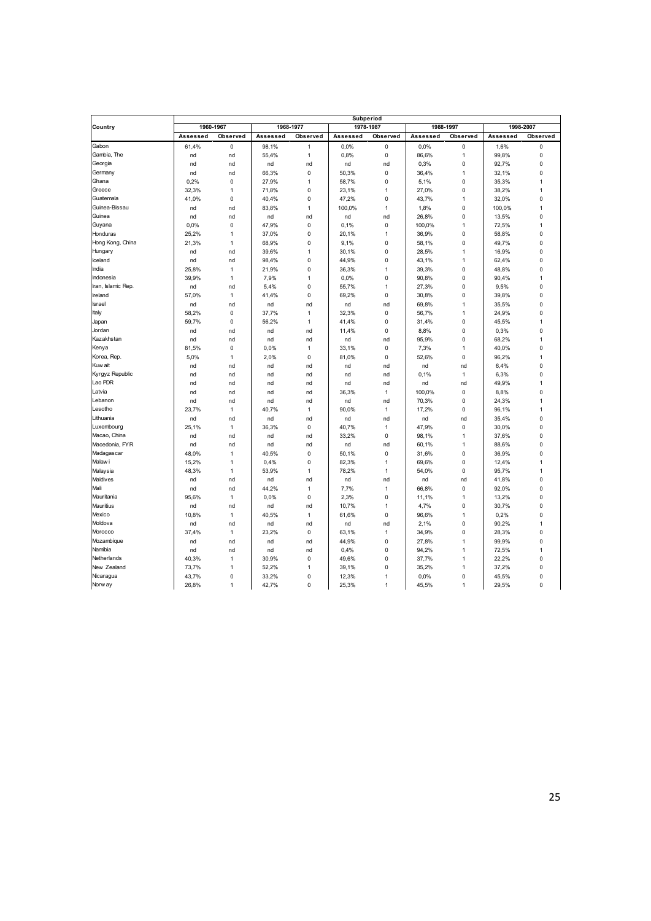| Country | Subperiod | | | | | | | | | |
|---|---|---|---|---|---|---|---|---|---|---|
| | 1960-1967 | | 1968-1977 | | 1978-1987 | | 1988-1997 | | 1998-2007 | |
| | Assessed | Observed | Assessed | Observed | Assessed | Observed | Assessed | Observed | Assessed | Observed |
| Gabon | 61,4% | 0 | 98,1% | 1 | 0,0% | 0 | 0,0% | 0 | 1,6% | 0 |
| Gambia, The | nd | nd | 55,4% | 1 | 0,8% | 0 | 86,6% | 1 | 99,8% | 0 |
| Georgia | nd | nd | nd | nd | nd | nd | 0,3% | 0 | 92,7% | 0 |
| Germany | nd | nd | 66,3% | 0 | 50,3% | 0 | 36,4% | 1 | 32,1% | 0 |
| Ghana | 0,2% | 0 | 27,9% | 1 | 58,7% | 0 | 5,1% | 0 | 35,3% | 1 |
| Greece | 32,3% | 1 | 71,8% | 0 | 23,1% | 1 | 27,0% | 0 | 38,2% | 1 |
| Guatemala | 41,0% | 0 | 40,4% | 0 | 47,2% | 0 | 43,7% | 1 | 32,0% | 0 |
| Guinea-Bissau | nd | nd | 83,8% | 1 | 100,0% | 1 | 1,8% | 0 | 100,0% | 1 |
| Guinea | nd | nd | nd | nd | nd | nd | 26,8% | 0 | 13,5% | 0 |
| Guyana | 0,0% | 0 | 47,9% | 0 | 0,1% | 0 | 100,0% | 1 | 72,5% | 1 |
| Honduras | 25,2% | 1 | 37,0% | 0 | 20,1% | 1 | 36,9% | 0 | 58,8% | 0 |
| Hong Kong, China | 21,3% | 1 | 68,9% | 0 | 9,1% | 0 | 58,1% | 0 | 49,7% | 0 |
| Hungary | nd | nd | 39,6% | 1 | 30,1% | 0 | 28,5% | 1 | 16,9% | 0 |
| Iceland | nd | nd | 98,4% | 0 | 44,9% | 0 | 43,1% | 1 | 62,4% | 0 |
| India | 25,8% | 1 | 21,9% | 0 | 36,3% | 1 | 39,3% | 0 | 48,8% | 0 |
| Indonesia | 39,9% | 1 | 7,9% | 1 | 0,0% | 0 | 90,8% | 0 | 90,4% | 1 |
| Iran, Islamic Rep. | nd | nd | 5,4% | 0 | 55,7% | 1 | 27,3% | 0 | 9,5% | 0 |
| Ireland | 57,0% | 1 | 41,4% | 0 | 69,2% | 0 | 30,8% | 0 | 39,8% | 0 |
| Israel | nd | nd | nd | nd | nd | nd | 69,8% | 1 | 35,5% | 0 |
| Italy | 58,2% | 0 | 37,7% | 1 | 32,3% | 0 | 56,7% | 1 | 24,9% | 0 |
| Japan | 59,7% | 0 | 56,2% | 1 | 41,4% | 0 | 31,4% | 0 | 45,5% | 1 |
| Jordan | nd | nd | nd | nd | 11,4% | 0 | 8,8% | 0 | 0,3% | 0 |
| Kazakhstan | nd | nd | nd | nd | nd | nd | 95,9% | 0 | 68,2% | 1 |
| Kenya | 81,5% | 0 | 0,0% | 1 | 33,1% | 0 | 7,3% | 1 | 40,0% | 0 |
| Korea, Rep. | 5,0% | 1 | 2,0% | 0 | 81,0% | 0 | 52,6% | 0 | 96,2% | 1 |
| Kuwait | nd | nd | nd | nd | nd | nd | nd | nd | 6,4% | 0 |
| Kyrgyz Republic | nd | nd | nd | nd | nd | nd | 0,1% | 1 | 6,3% | 0 |
| Lao PDR | nd | nd | nd | nd | nd | nd | nd | nd | 49,9% | 1 |
| Latvia | nd | nd | nd | nd | 36,3% | 1 | 100,0% | 0 | 8,8% | 0 |
| Lebanon | nd | nd | nd | nd | nd | nd | 70,3% | 0 | 24,3% | 1 |
| Lesotho | 23,7% | 1 | 40,7% | 1 | 90,0% | 1 | 17,2% | 0 | 96,1% | 1 |
| Lithuania | nd | nd | nd | nd | nd | nd | nd | nd | 35,4% | 0 |
| Luxembourg | 25,1% | 1 | 36,3% | 0 | 40,7% | 1 | 47,9% | 0 | 30,0% | 0 |
| Macao, China | nd | nd | nd | nd | 33,2% | 0 | 98,1% | 1 | 37,6% | 0 |
| Macedonia, FYR | nd | nd | nd | nd | nd | nd | 60,1% | 1 | 88,6% | 0 |
| Madagascar | 48,0% | 1 | 40,5% | 0 | 50,1% | 0 | 31,6% | 0 | 36,9% | 0 |
| Malawi | 15,2% | 1 | 0,4% | 0 | 82,3% | 1 | 69,6% | 0 | 12,4% | 1 |
| Malaysia | 48,3% | 1 | 53,9% | 1 | 78,2% | 1 | 54,0% | 0 | 95,7% | 1 |
| Maldives | nd | nd | nd | nd | nd | nd | nd | nd | 41,8% | 0 |
| Mali | nd | nd | 44,2% | 1 | 7,7% | 1 | 66,8% | 0 | 92,0% | 0 |
| Mauritania | 95,6% | 1 | 0,0% | 0 | 2,3% | 0 | 11,1% | 1 | 13,2% | 0 |
| Mauritius | nd | nd | nd | nd | 10,7% | 1 | 4,7% | 0 | 30,7% | 0 |
| Mexico | 10,8% | 1 | 40,5% | 1 | 61,6% | 0 | 96,6% | 1 | 0,2% | 0 |
| Moldova | nd | nd | nd | nd | nd | nd | 2,1% | 0 | 90,2% | 1 |
| Morocco | 37,4% | 1 | 23,2% | 0 | 63,1% | 1 | 34,9% | 0 | 28,3% | 0 |
| Mozambique | nd | nd | nd | nd | 44,9% | 0 | 27,8% | 1 | 99,9% | 0 |
| Namibia | nd | nd | nd | nd | 0,4% | 0 | 94,2% | 1 | 72,5% | 1 |
| Netherlands | 40,3% | 1 | 30,9% | 0 | 49,6% | 0 | 37,7% | 1 | 22,2% | 0 |
| New Zealand | 73,7% | 1 | 52,2% | 1 | 39,1% | 0 | 35,2% | 1 | 37,2% | 0 |
| Nicaragua | 43,7% | 0 | 33,2% | 0 | 12,3% | 1 | 0,0% | 0 | 45,5% | 0 |
| Norway | 26,8% | 1 | 42,7% | 0 | 25,3% | 1 | 45,5% | 1 | 29,5% | 0 |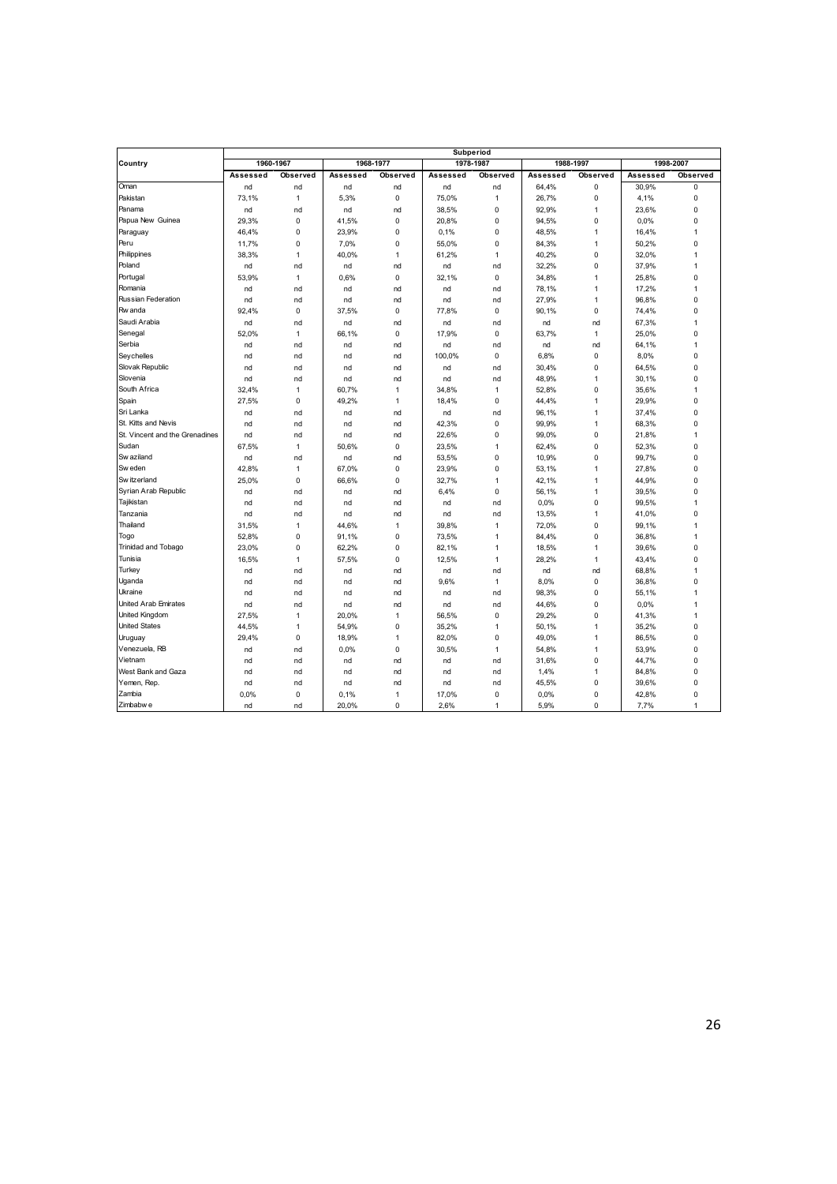| Country | Subperiod | | | | | | | | | |
|---|---|---|---|---|---|---|---|---|---|---|
| | 1960-1967 | | 1968-1977 | | 1978-1987 | | 1988-1997 | | 1998-2007 | |
| | Assessed | Observed | Assessed | Observed | Assessed | Observed | Assessed | Observed | Assessed | Observed |
| Oman | nd | nd | nd | nd | nd | nd | 64,4% | 0 | 30,9% | 0 |
| Pakistan | 73,1% | 1 | 5,3% | 0 | 75,0% | 1 | 26,7% | 0 | 4,1% | 0 |
| Panama | nd | nd | nd | nd | 38,5% | 0 | 92,9% | 1 | 23,6% | 0 |
| Papua New Guinea | 29,3% | 0 | 41,5% | 0 | 20,8% | 0 | 94,5% | 0 | 0,0% | 0 |
| Paraguay | 46,4% | 0 | 23,9% | 0 | 0,1% | 0 | 48,5% | 1 | 16,4% | 1 |
| Peru | 11,7% | 0 | 7,0% | 0 | 55,0% | 0 | 84,3% | 1 | 50,2% | 0 |
| Philippines | 38,3% | 1 | 40,0% | 1 | 61,2% | 1 | 40,2% | 0 | 32,0% | 1 |
| Poland | nd | nd | nd | nd | nd | nd | 32,2% | 0 | 37,9% | 1 |
| Portugal | 53,9% | 1 | 0,6% | 0 | 32,1% | 0 | 34,8% | 1 | 25,8% | 0 |
| Romania | nd | nd | nd | nd | nd | nd | 78,1% | 1 | 17,2% | 1 |
| Russian Federation | nd | nd | nd | nd | nd | nd | 27,9% | 1 | 96,8% | 0 |
| Rwanda | 92,4% | 0 | 37,5% | 0 | 77,8% | 0 | 90,1% | 0 | 74,4% | 0 |
| Saudi Arabia | nd | nd | nd | nd | nd | nd | nd | nd | 67,3% | 1 |
| Senegal | 52,0% | 1 | 66,1% | 0 | 17,9% | 0 | 63,7% | 1 | 25,0% | 0 |
| Serbia | nd | nd | nd | nd | nd | nd | nd | nd | 64,1% | 1 |
| Seychelles | nd | nd | nd | nd | 100,0% | 0 | 6,8% | 0 | 8,0% | 0 |
| Slovak Republic | nd | nd | nd | nd | nd | nd | 30,4% | 0 | 64,5% | 0 |
| Slovenia | nd | nd | nd | nd | nd | nd | 48,9% | 1 | 30,1% | 0 |
| South Africa | 32,4% | 1 | 60,7% | 1 | 34,8% | 1 | 52,8% | 0 | 35,6% | 1 |
| Spain | 27,5% | 0 | 49,2% | 1 | 18,4% | 0 | 44,4% | 1 | 29,9% | 0 |
| Sri Lanka | nd | nd | nd | nd | nd | nd | 96,1% | 1 | 37,4% | 0 |
| St. Kitts and Nevis | nd | nd | nd | nd | 42,3% | 0 | 99,9% | 1 | 68,3% | 0 |
| St. Vincent and the Grenadines | nd | nd | nd | nd | 22,6% | 0 | 99,0% | 0 | 21,8% | 1 |
| Sudan | 67,5% | 1 | 50,6% | 0 | 23,5% | 1 | 62,4% | 0 | 52,3% | 0 |
| Swaziland | nd | nd | nd | nd | 53,5% | 0 | 10,9% | 0 | 99,7% | 0 |
| Sweden | 42,8% | 1 | 67,0% | 0 | 23,9% | 0 | 53,1% | 1 | 27,8% | 0 |
| Switzerland | 25,0% | 0 | 66,6% | 0 | 32,7% | 1 | 42,1% | 1 | 44,9% | 0 |
| Syrian Arab Republic | nd | nd | nd | nd | 6,4% | 0 | 56,1% | 1 | 39,5% | 0 |
| Tajikistan | nd | nd | nd | nd | nd | nd | 0,0% | 0 | 99,5% | 1 |
| Tanzania | nd | nd | nd | nd | nd | nd | 13,5% | 1 | 41,0% | 0 |
| Thailand | 31,5% | 1 | 44,6% | 1 | 39,8% | 1 | 72,0% | 0 | 99,1% | 1 |
| Togo | 52,8% | 0 | 91,1% | 0 | 73,5% | 1 | 84,4% | 0 | 36,8% | 1 |
| Trinidad and Tobago | 23,0% | 0 | 62,2% | 0 | 82,1% | 1 | 18,5% | 1 | 39,6% | 0 |
| Tunisia | 16,5% | 1 | 57,5% | 0 | 12,5% | 1 | 28,2% | 1 | 43,4% | 0 |
| Turkey | nd | nd | nd | nd | nd | nd | nd | nd | 68,8% | 1 |
| Uganda | nd | nd | nd | nd | 9,6% | 1 | 8,0% | 0 | 36,8% | 0 |
| Ukraine | nd | nd | nd | nd | nd | nd | 98,3% | 0 | 55,1% | 1 |
| United Arab Emirates | nd | nd | nd | nd | nd | nd | 44,6% | 0 | 0,0% | 1 |
| United Kingdom | 27,5% | 1 | 20,0% | 1 | 56,5% | 0 | 29,2% | 0 | 41,3% | 1 |
| United States | 44,5% | 1 | 54,9% | 0 | 35,2% | 1 | 50,1% | 1 | 35,2% | 0 |
| Uruguay | 29,4% | 0 | 18,9% | 1 | 82,0% | 0 | 49,0% | 1 | 86,5% | 0 |
| Venezuela, RB | nd | nd | 0,0% | 0 | 30,5% | 1 | 54,8% | 1 | 53,9% | 0 |
| Vietnam | nd | nd | nd | nd | nd | nd | 31,6% | 0 | 44,7% | 0 |
| West Bank and Gaza | nd | nd | nd | nd | nd | nd | 1,4% | 1 | 84,8% | 0 |
| Yemen, Rep. | nd | nd | nd | nd | nd | nd | 45,5% | 0 | 39,6% | 0 |
| Zambia | 0,0% | 0 | 0,1% | 1 | 17,0% | 0 | 0,0% | 0 | 42,8% | 0 |
| Zimbabwe | nd | nd | 20,0% | 0 | 2,6% | 1 | 5,9% | 0 | 7,7% | 1 |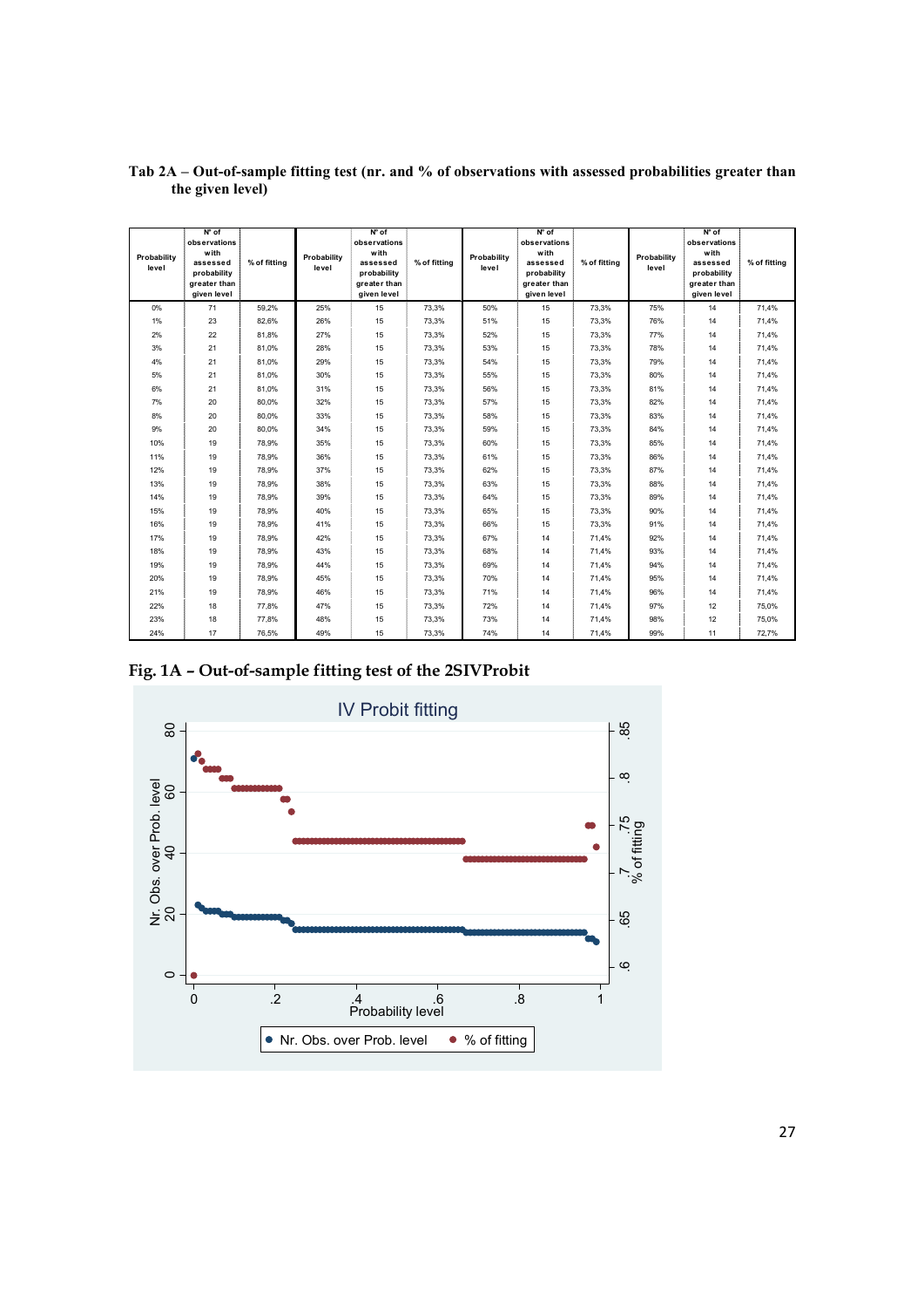**Tab 2A – Out-of-sample fitting test (nr. and % of observations with assessed probabilities greater than the given level)**

| Probability level | N° of observations with assessed probability greater than given level | % of fitting | Probability level | N° of observations with assessed probability greater than given level | % of fitting | Probability level | N° of observations with assessed probability greater than given level | % of fitting | Probability level | N° of observations with assessed probability greater than given level | % of fitting |
|---|---|---|---|---|---|---|---|---|---|---|---|
| 0% | 71 | 59,2% | 25% | 15 | 73,3% | 50% | 15 | 73,3% | 75% | 14 | 71,4% |
| 1% | 23 | 82,6% | 26% | 15 | 73,3% | 51% | 15 | 73,3% | 76% | 14 | 71,4% |
| 2% | 22 | 81,8% | 27% | 15 | 73,3% | 52% | 15 | 73,3% | 77% | 14 | 71,4% |
| 3% | 21 | 81,0% | 28% | 15 | 73,3% | 53% | 15 | 73,3% | 78% | 14 | 71,4% |
| 4% | 21 | 81,0% | 29% | 15 | 73,3% | 54% | 15 | 73,3% | 79% | 14 | 71,4% |
| 5% | 21 | 81,0% | 30% | 15 | 73,3% | 55% | 15 | 73,3% | 80% | 14 | 71,4% |
| 6% | 21 | 81,0% | 31% | 15 | 73,3% | 56% | 15 | 73,3% | 81% | 14 | 71,4% |
| 7% | 20 | 80,0% | 32% | 15 | 73,3% | 57% | 15 | 73,3% | 82% | 14 | 71,4% |
| 8% | 20 | 80,0% | 33% | 15 | 73,3% | 58% | 15 | 73,3% | 83% | 14 | 71,4% |
| 9% | 20 | 80,0% | 34% | 15 | 73,3% | 59% | 15 | 73,3% | 84% | 14 | 71,4% |
| 10% | 19 | 78,9% | 35% | 15 | 73,3% | 60% | 15 | 73,3% | 85% | 14 | 71,4% |
| 11% | 19 | 78,9% | 36% | 15 | 73,3% | 61% | 15 | 73,3% | 86% | 14 | 71,4% |
| 12% | 19 | 78,9% | 37% | 15 | 73,3% | 62% | 15 | 73,3% | 87% | 14 | 71,4% |
| 13% | 19 | 78,9% | 38% | 15 | 73,3% | 63% | 15 | 73,3% | 88% | 14 | 71,4% |
| 14% | 19 | 78,9% | 39% | 15 | 73,3% | 64% | 15 | 73,3% | 89% | 14 | 71,4% |
| 15% | 19 | 78,9% | 40% | 15 | 73,3% | 65% | 15 | 73,3% | 90% | 14 | 71,4% |
| 16% | 19 | 78,9% | 41% | 15 | 73,3% | 66% | 15 | 73,3% | 91% | 14 | 71,4% |
| 17% | 19 | 78,9% | 42% | 15 | 73,3% | 67% | 14 | 71,4% | 92% | 14 | 71,4% |
| 18% | 19 | 78,9% | 43% | 15 | 73,3% | 68% | 14 | 71,4% | 93% | 14 | 71,4% |
| 19% | 19 | 78,9% | 44% | 15 | 73,3% | 69% | 14 | 71,4% | 94% | 14 | 71,4% |
| 20% | 19 | 78,9% | 45% | 15 | 73,3% | 70% | 14 | 71,4% | 95% | 14 | 71,4% |
| 21% | 19 | 78,9% | 46% | 15 | 73,3% | 71% | 14 | 71,4% | 96% | 14 | 71,4% |
| 22% | 18 | 77,8% | 47% | 15 | 73,3% | 72% | 14 | 71,4% | 97% | 12 | 75,0% |
| 23% | 18 | 77,8% | 48% | 15 | 73,3% | 73% | 14 | 71,4% | 98% | 12 | 75,0% |
| 24% | 17 | 76,5% | 49% | 15 | 73,3% | 74% | 14 | 71,4% | 99% | 11 | 72,7% |

**Fig. 1A – Out-of-sample fitting test of the 2SIVProbit**

IV Probit fitting

Nr. Obs. over Prob. level

0
20
40
60
80

% of fitting

.6
.65
.7
.75
.8
.85

Probability level

0
.2
.4
.6
.8
1

● Nr. Obs. over Prob. level ● % of fitting